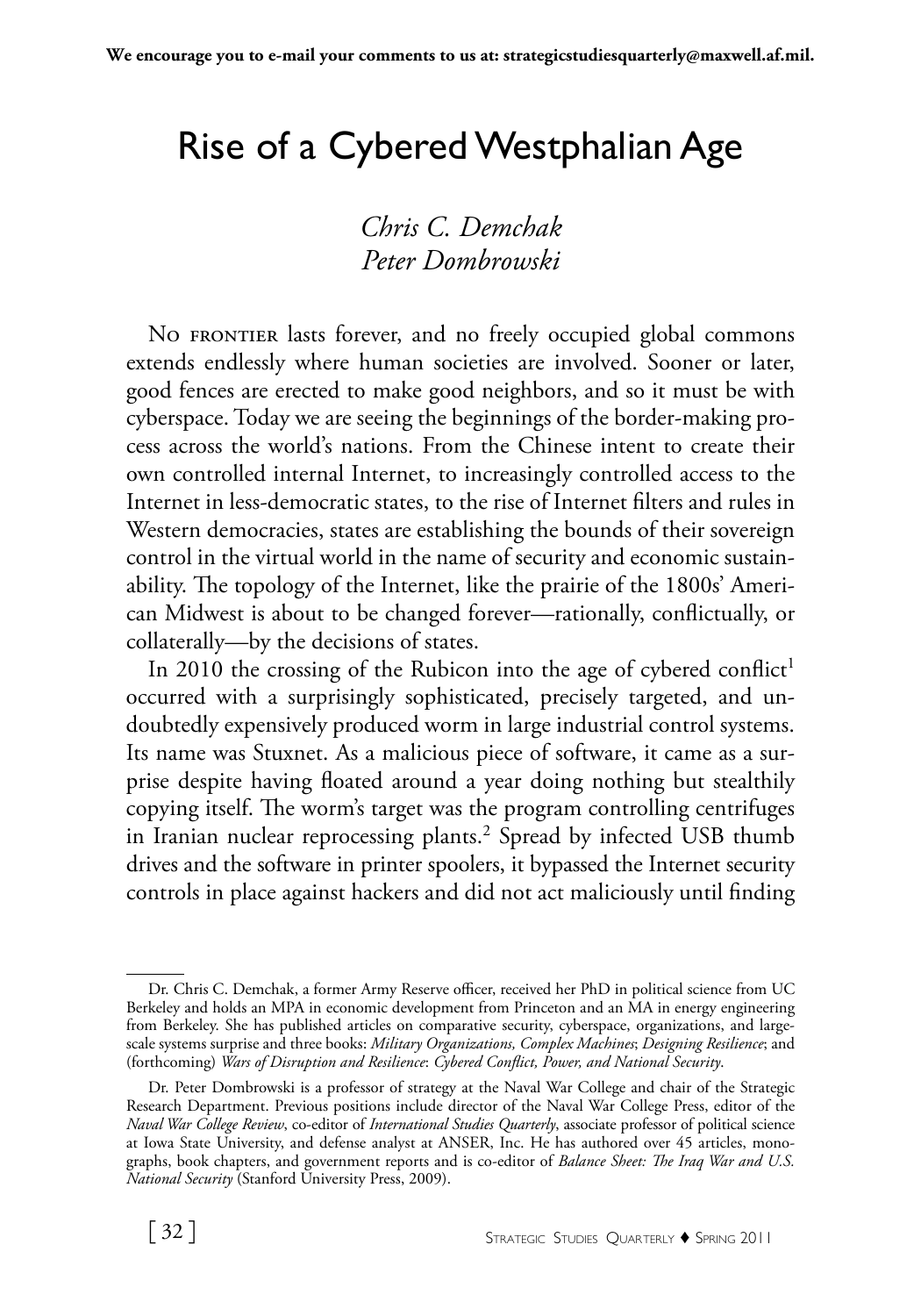We encourage you to e-mail your comments to us at: strategicstudiesquarterly@maxwell.af.mil.

# Rise of a Cybered Westphalian Age

*Chris C. Demchak*
*Peter Dombrowski*

No frontier lasts forever, and no freely occupied global commons extends endlessly where human societies are involved. Sooner or later, good fences are erected to make good neighbors, and so it must be with cyberspace. Today we are seeing the beginnings of the border-making process across the world's nations. From the Chinese intent to create their own controlled internal Internet, to increasingly controlled access to the Internet in less-democratic states, to the rise of Internet filters and rules in Western democracies, states are establishing the bounds of their sovereign control in the virtual world in the name of security and economic sustainability. The topology of the Internet, like the prairie of the 1800s' American Midwest is about to be changed forever—rationally, conflictually, or collaterally—by the decisions of states.

In 2010 the crossing of the Rubicon into the age of cybered conflict[1] occurred with a surprisingly sophisticated, precisely targeted, and undoubtedly expensively produced worm in large industrial control systems. Its name was Stuxnet. As a malicious piece of software, it came as a surprise despite having floated around a year doing nothing but stealthily copying itself. The worm's target was the program controlling centrifuges in Iranian nuclear reprocessing plants.[2] Spread by infected USB thumb drives and the software in printer spoolers, it bypassed the Internet security controls in place against hackers and did not act maliciously until finding

---

Dr. Chris C. Demchak, a former Army Reserve officer, received her PhD in political science from UC Berkeley and holds an MPA in economic development from Princeton and an MA in energy engineering from Berkeley. She has published articles on comparative security, cyberspace, organizations, and large-scale systems surprise and three books: *Military Organizations, Complex Machines*; *Designing Resilience*; and (forthcoming) *Wars of Disruption and Resilience*: *Cybered Conflict, Power, and National Security*.

Dr. Peter Dombrowski is a professor of strategy at the Naval War College and chair of the Strategic Research Department. Previous positions include director of the Naval War College Press, editor of the *Naval War College Review*, co-editor of *International Studies Quarterly*, associate professor of political science at Iowa State University, and defense analyst at ANSER, Inc. He has authored over 45 articles, monographs, book chapters, and government reports and is co-editor of *Balance Sheet: The Iraq War and U.S. National Security* (Stanford University Press, 2009).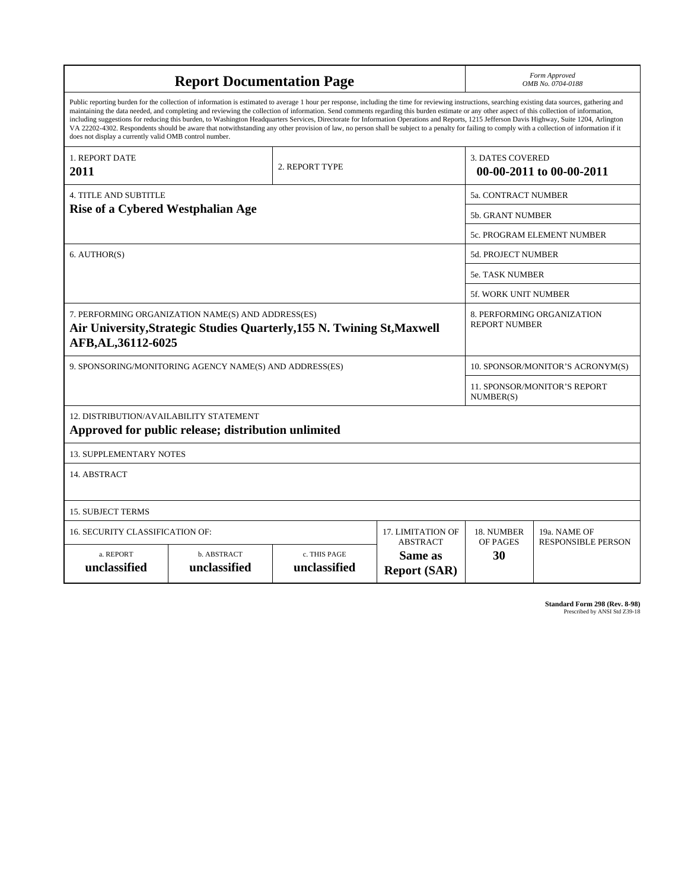# Report Documentation Page

*Form Approved*
*OMB No. 0704-0188*

Public reporting burden for the collection of information is estimated to average 1 hour per response, including the time for reviewing instructions, searching existing data sources, gathering and maintaining the data needed, and completing and reviewing the collection of information. Send comments regarding this burden estimate or any other aspect of this collection of information, including suggestions for reducing this burden, to Washington Headquarters Services, Directorate for Information Operations and Reports, 1215 Jefferson Davis Highway, Suite 1204, Arlington VA 22202-4302. Respondents should be aware that notwithstanding any other provision of law, no person shall be subject to a penalty for failing to comply with a collection of information if it does not display a currently valid OMB control number.

| 1. REPORT DATE | 2. REPORT TYPE | 3. DATES COVERED |
|---|---|---|
| **2011** | | **00-00-2011 to 00-00-2011** |

| 4. TITLE AND SUBTITLE | |
|---|---|
| **Rise of a Cybered Westphalian Age** | 5a. CONTRACT NUMBER |
| | 5b. GRANT NUMBER |
| | 5c. PROGRAM ELEMENT NUMBER |
| 6. AUTHOR(S) | 5d. PROJECT NUMBER |
| | 5e. TASK NUMBER |
| | 5f. WORK UNIT NUMBER |
| 7. PERFORMING ORGANIZATION NAME(S) AND ADDRESS(ES) **Air University,Strategic Studies Quarterly,155 N. Twining St,Maxwell AFB,AL,36112-6025** | 8. PERFORMING ORGANIZATION REPORT NUMBER |
| 9. SPONSORING/MONITORING AGENCY NAME(S) AND ADDRESS(ES) | 10. SPONSOR/MONITOR'S ACRONYM(S) |
| | 11. SPONSOR/MONITOR'S REPORT NUMBER(S) |

12. DISTRIBUTION/AVAILABILITY STATEMENT
**Approved for public release; distribution unlimited**

13. SUPPLEMENTARY NOTES

14. ABSTRACT

15. SUBJECT TERMS

| 16. SECURITY CLASSIFICATION OF: | | | 17. LIMITATION OF ABSTRACT | 18. NUMBER OF PAGES | 19a. NAME OF RESPONSIBLE PERSON |
|---|---|---|---|---|---|
| a. REPORT | b. ABSTRACT | c. THIS PAGE | | | |
| **unclassified** | **unclassified** | **unclassified** | **Same as Report (SAR)** | **30** | |

**Standard Form 298 (Rev. 8-98)**
Prescribed by ANSI Std Z39-18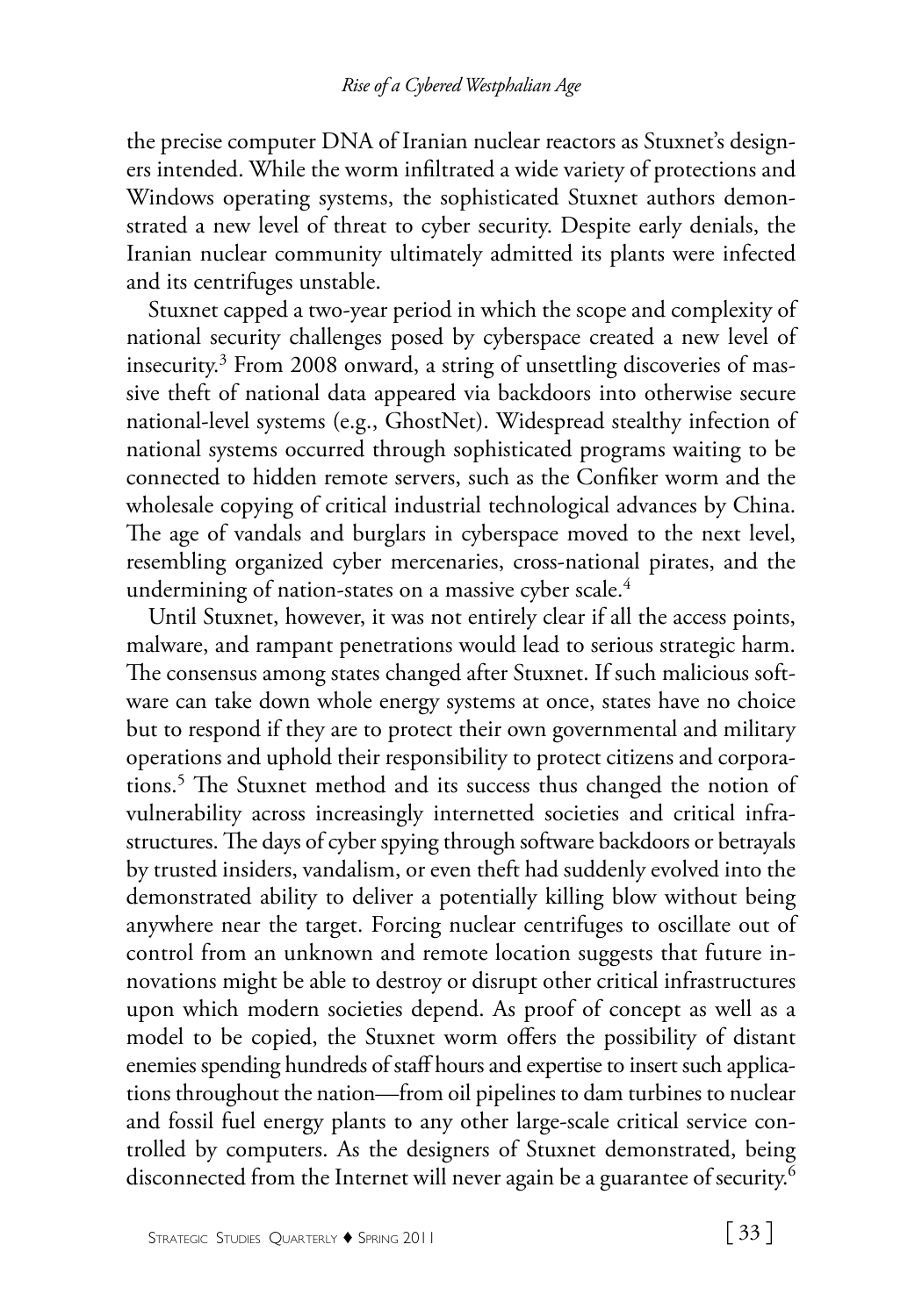the precise computer DNA of Iranian nuclear reactors as Stuxnet's designers intended. While the worm infiltrated a wide variety of protections and Windows operating systems, the sophisticated Stuxnet authors demonstrated a new level of threat to cyber security. Despite early denials, the Iranian nuclear community ultimately admitted its plants were infected and its centrifuges unstable.

Stuxnet capped a two-year period in which the scope and complexity of national security challenges posed by cyberspace created a new level of insecurity.[3] From 2008 onward, a string of unsettling discoveries of massive theft of national data appeared via backdoors into otherwise secure national-level systems (e.g., GhostNet). Widespread stealthy infection of national systems occurred through sophisticated programs waiting to be connected to hidden remote servers, such as the Confiker worm and the wholesale copying of critical industrial technological advances by China. The age of vandals and burglars in cyberspace moved to the next level, resembling organized cyber mercenaries, cross-national pirates, and the undermining of nation-states on a massive cyber scale.[4]

Until Stuxnet, however, it was not entirely clear if all the access points, malware, and rampant penetrations would lead to serious strategic harm. The consensus among states changed after Stuxnet. If such malicious software can take down whole energy systems at once, states have no choice but to respond if they are to protect their own governmental and military operations and uphold their responsibility to protect citizens and corporations.[5] The Stuxnet method and its success thus changed the notion of vulnerability across increasingly internetted societies and critical infrastructures. The days of cyber spying through software backdoors or betrayals by trusted insiders, vandalism, or even theft had suddenly evolved into the demonstrated ability to deliver a potentially killing blow without being anywhere near the target. Forcing nuclear centrifuges to oscillate out of control from an unknown and remote location suggests that future innovations might be able to destroy or disrupt other critical infrastructures upon which modern societies depend. As proof of concept as well as a model to be copied, the Stuxnet worm offers the possibility of distant enemies spending hundreds of staff hours and expertise to insert such applications throughout the nation—from oil pipelines to dam turbines to nuclear and fossil fuel energy plants to any other large-scale critical service controlled by computers. As the designers of Stuxnet demonstrated, being disconnected from the Internet will never again be a guarantee of security.[6]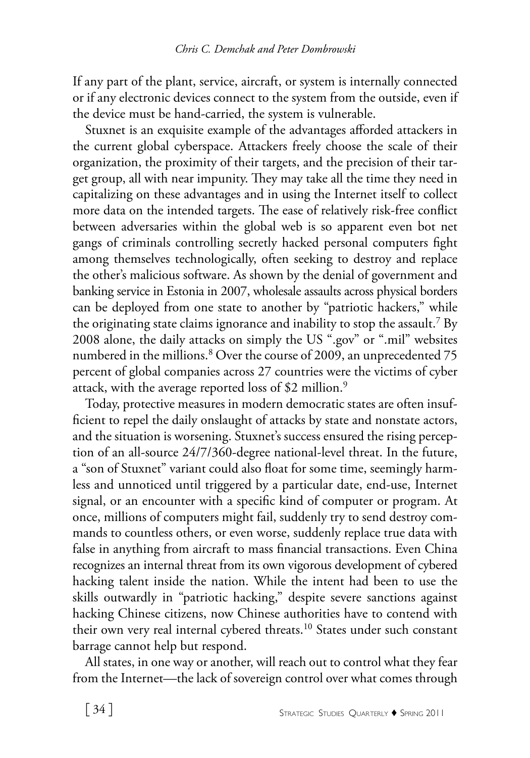If any part of the plant, service, aircraft, or system is internally connected or if any electronic devices connect to the system from the outside, even if the device must be hand-carried, the system is vulnerable.

Stuxnet is an exquisite example of the advantages afforded attackers in the current global cyberspace. Attackers freely choose the scale of their organization, the proximity of their targets, and the precision of their target group, all with near impunity. They may take all the time they need in capitalizing on these advantages and in using the Internet itself to collect more data on the intended targets. The ease of relatively risk-free conflict between adversaries within the global web is so apparent even bot net gangs of criminals controlling secretly hacked personal computers fight among themselves technologically, often seeking to destroy and replace the other's malicious software. As shown by the denial of government and banking service in Estonia in 2007, wholesale assaults across physical borders can be deployed from one state to another by "patriotic hackers," while the originating state claims ignorance and inability to stop the assault.[7] By 2008 alone, the daily attacks on simply the US ".gov" or ".mil" websites numbered in the millions.[8] Over the course of 2009, an unprecedented 75 percent of global companies across 27 countries were the victims of cyber attack, with the average reported loss of $2 million.[9]

Today, protective measures in modern democratic states are often insufficient to repel the daily onslaught of attacks by state and nonstate actors, and the situation is worsening. Stuxnet's success ensured the rising perception of an all-source 24/7/360-degree national-level threat. In the future, a "son of Stuxnet" variant could also float for some time, seemingly harmless and unnoticed until triggered by a particular date, end-use, Internet signal, or an encounter with a specific kind of computer or program. At once, millions of computers might fail, suddenly try to send destroy commands to countless others, or even worse, suddenly replace true data with false in anything from aircraft to mass financial transactions. Even China recognizes an internal threat from its own vigorous development of cybered hacking talent inside the nation. While the intent had been to use the skills outwardly in "patriotic hacking," despite severe sanctions against hacking Chinese citizens, now Chinese authorities have to contend with their own very real internal cybered threats.[10] States under such constant barrage cannot help but respond.

All states, in one way or another, will reach out to control what they fear from the Internet—the lack of sovereign control over what comes through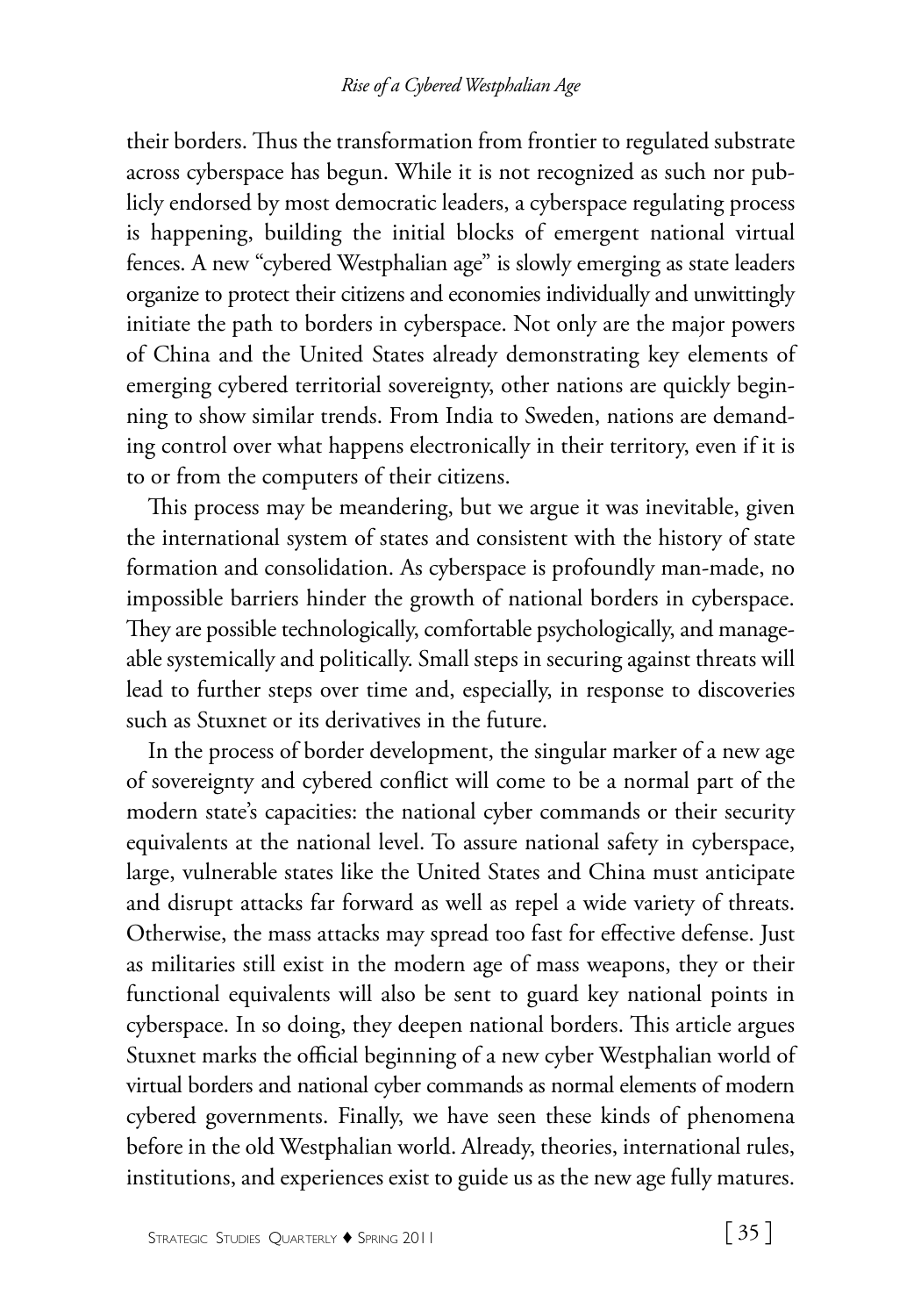their borders. Thus the transformation from frontier to regulated substrate across cyberspace has begun. While it is not recognized as such nor publicly endorsed by most democratic leaders, a cyberspace regulating process is happening, building the initial blocks of emergent national virtual fences. A new "cybered Westphalian age" is slowly emerging as state leaders organize to protect their citizens and economies individually and unwittingly initiate the path to borders in cyberspace. Not only are the major powers of China and the United States already demonstrating key elements of emerging cybered territorial sovereignty, other nations are quickly beginning to show similar trends. From India to Sweden, nations are demanding control over what happens electronically in their territory, even if it is to or from the computers of their citizens.

This process may be meandering, but we argue it was inevitable, given the international system of states and consistent with the history of state formation and consolidation. As cyberspace is profoundly man-made, no impossible barriers hinder the growth of national borders in cyberspace. They are possible technologically, comfortable psychologically, and manageable systemically and politically. Small steps in securing against threats will lead to further steps over time and, especially, in response to discoveries such as Stuxnet or its derivatives in the future.

In the process of border development, the singular marker of a new age of sovereignty and cybered conflict will come to be a normal part of the modern state's capacities: the national cyber commands or their security equivalents at the national level. To assure national safety in cyberspace, large, vulnerable states like the United States and China must anticipate and disrupt attacks far forward as well as repel a wide variety of threats. Otherwise, the mass attacks may spread too fast for effective defense. Just as militaries still exist in the modern age of mass weapons, they or their functional equivalents will also be sent to guard key national points in cyberspace. In so doing, they deepen national borders. This article argues Stuxnet marks the official beginning of a new cyber Westphalian world of virtual borders and national cyber commands as normal elements of modern cybered governments. Finally, we have seen these kinds of phenomena before in the old Westphalian world. Already, theories, international rules, institutions, and experiences exist to guide us as the new age fully matures.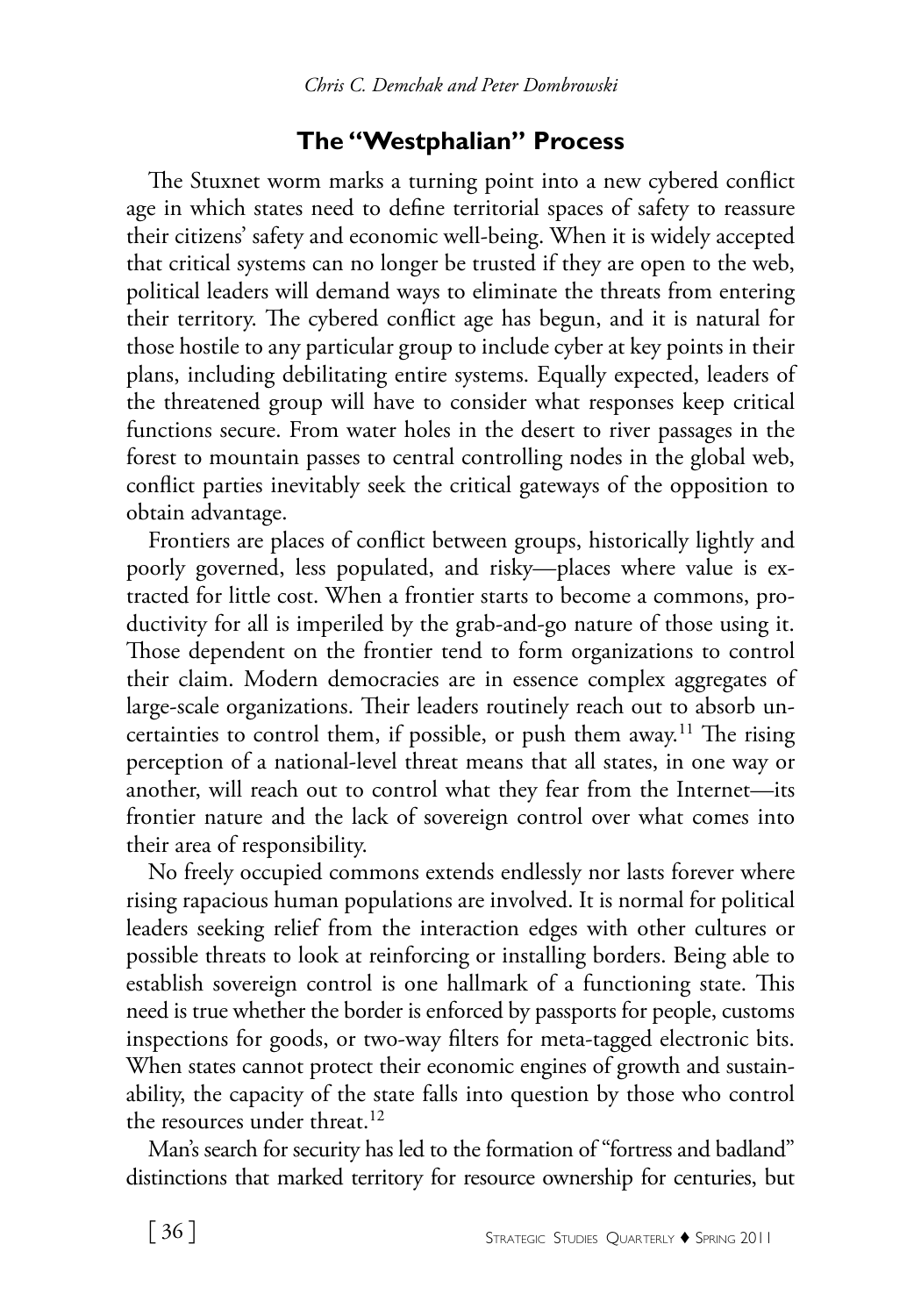## The "Westphalian" Process

The Stuxnet worm marks a turning point into a new cybered conflict age in which states need to define territorial spaces of safety to reassure their citizens' safety and economic well-being. When it is widely accepted that critical systems can no longer be trusted if they are open to the web, political leaders will demand ways to eliminate the threats from entering their territory. The cybered conflict age has begun, and it is natural for those hostile to any particular group to include cyber at key points in their plans, including debilitating entire systems. Equally expected, leaders of the threatened group will have to consider what responses keep critical functions secure. From water holes in the desert to river passages in the forest to mountain passes to central controlling nodes in the global web, conflict parties inevitably seek the critical gateways of the opposition to obtain advantage.

Frontiers are places of conflict between groups, historically lightly and poorly governed, less populated, and risky—places where value is extracted for little cost. When a frontier starts to become a commons, productivity for all is imperiled by the grab-and-go nature of those using it. Those dependent on the frontier tend to form organizations to control their claim. Modern democracies are in essence complex aggregates of large-scale organizations. Their leaders routinely reach out to absorb uncertainties to control them, if possible, or push them away.[11] The rising perception of a national-level threat means that all states, in one way or another, will reach out to control what they fear from the Internet—its frontier nature and the lack of sovereign control over what comes into their area of responsibility.

No freely occupied commons extends endlessly nor lasts forever where rising rapacious human populations are involved. It is normal for political leaders seeking relief from the interaction edges with other cultures or possible threats to look at reinforcing or installing borders. Being able to establish sovereign control is one hallmark of a functioning state. This need is true whether the border is enforced by passports for people, customs inspections for goods, or two-way filters for meta-tagged electronic bits. When states cannot protect their economic engines of growth and sustainability, the capacity of the state falls into question by those who control the resources under threat.[12]

Man's search for security has led to the formation of "fortress and badland" distinctions that marked territory for resource ownership for centuries, but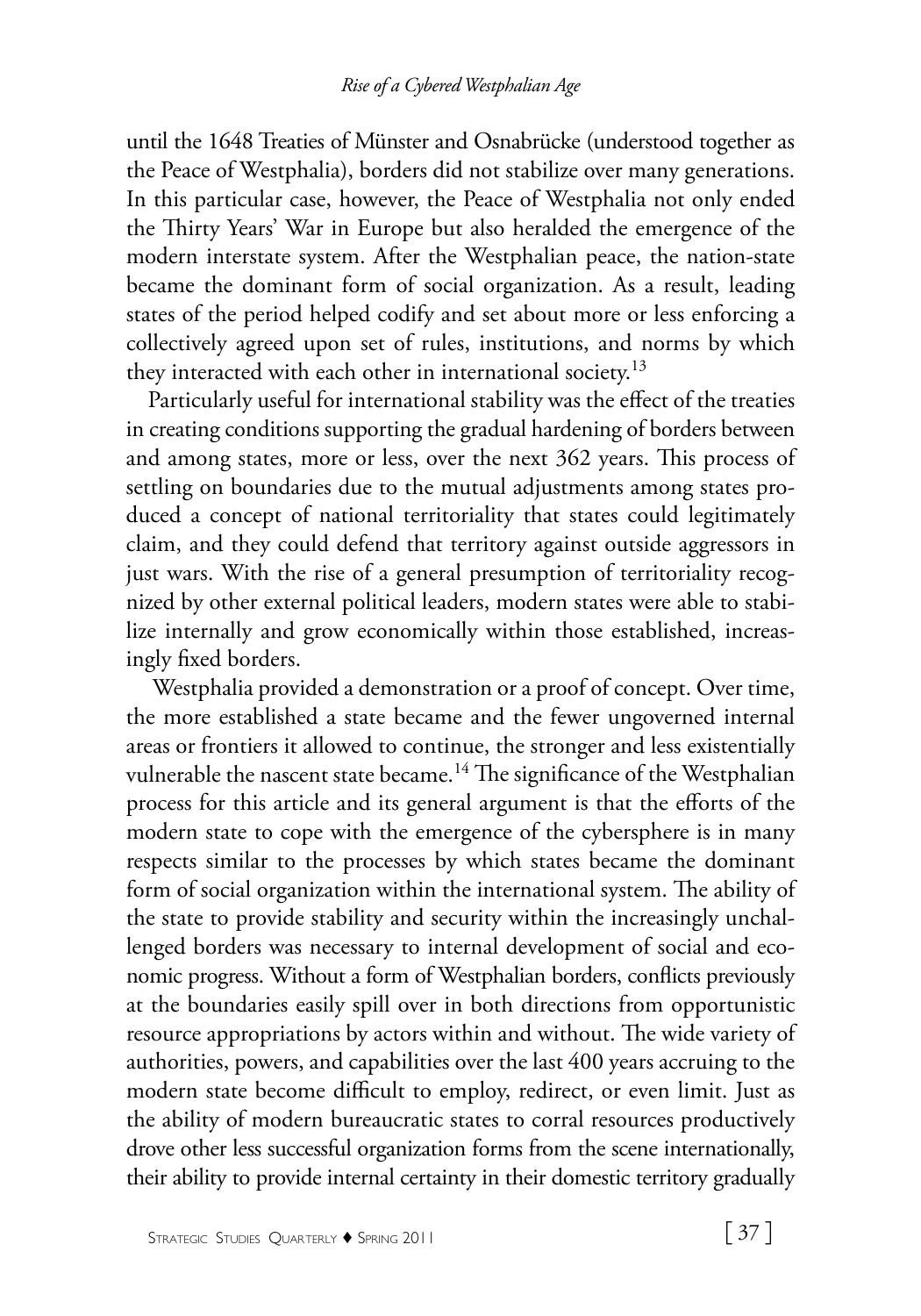until the 1648 Treaties of Münster and Osnabrücke (understood together as the Peace of Westphalia), borders did not stabilize over many generations. In this particular case, however, the Peace of Westphalia not only ended the Thirty Years' War in Europe but also heralded the emergence of the modern interstate system. After the Westphalian peace, the nation-state became the dominant form of social organization. As a result, leading states of the period helped codify and set about more or less enforcing a collectively agreed upon set of rules, institutions, and norms by which they interacted with each other in international society.[13]

Particularly useful for international stability was the effect of the treaties in creating conditions supporting the gradual hardening of borders between and among states, more or less, over the next 362 years. This process of settling on boundaries due to the mutual adjustments among states produced a concept of national territoriality that states could legitimately claim, and they could defend that territory against outside aggressors in just wars. With the rise of a general presumption of territoriality recognized by other external political leaders, modern states were able to stabilize internally and grow economically within those established, increasingly fixed borders.

Westphalia provided a demonstration or a proof of concept. Over time, the more established a state became and the fewer ungoverned internal areas or frontiers it allowed to continue, the stronger and less existentially vulnerable the nascent state became.[14] The significance of the Westphalian process for this article and its general argument is that the efforts of the modern state to cope with the emergence of the cybersphere is in many respects similar to the processes by which states became the dominant form of social organization within the international system. The ability of the state to provide stability and security within the increasingly unchallenged borders was necessary to internal development of social and economic progress. Without a form of Westphalian borders, conflicts previously at the boundaries easily spill over in both directions from opportunistic resource appropriations by actors within and without. The wide variety of authorities, powers, and capabilities over the last 400 years accruing to the modern state become difficult to employ, redirect, or even limit. Just as the ability of modern bureaucratic states to corral resources productively drove other less successful organization forms from the scene internationally, their ability to provide internal certainty in their domestic territory gradually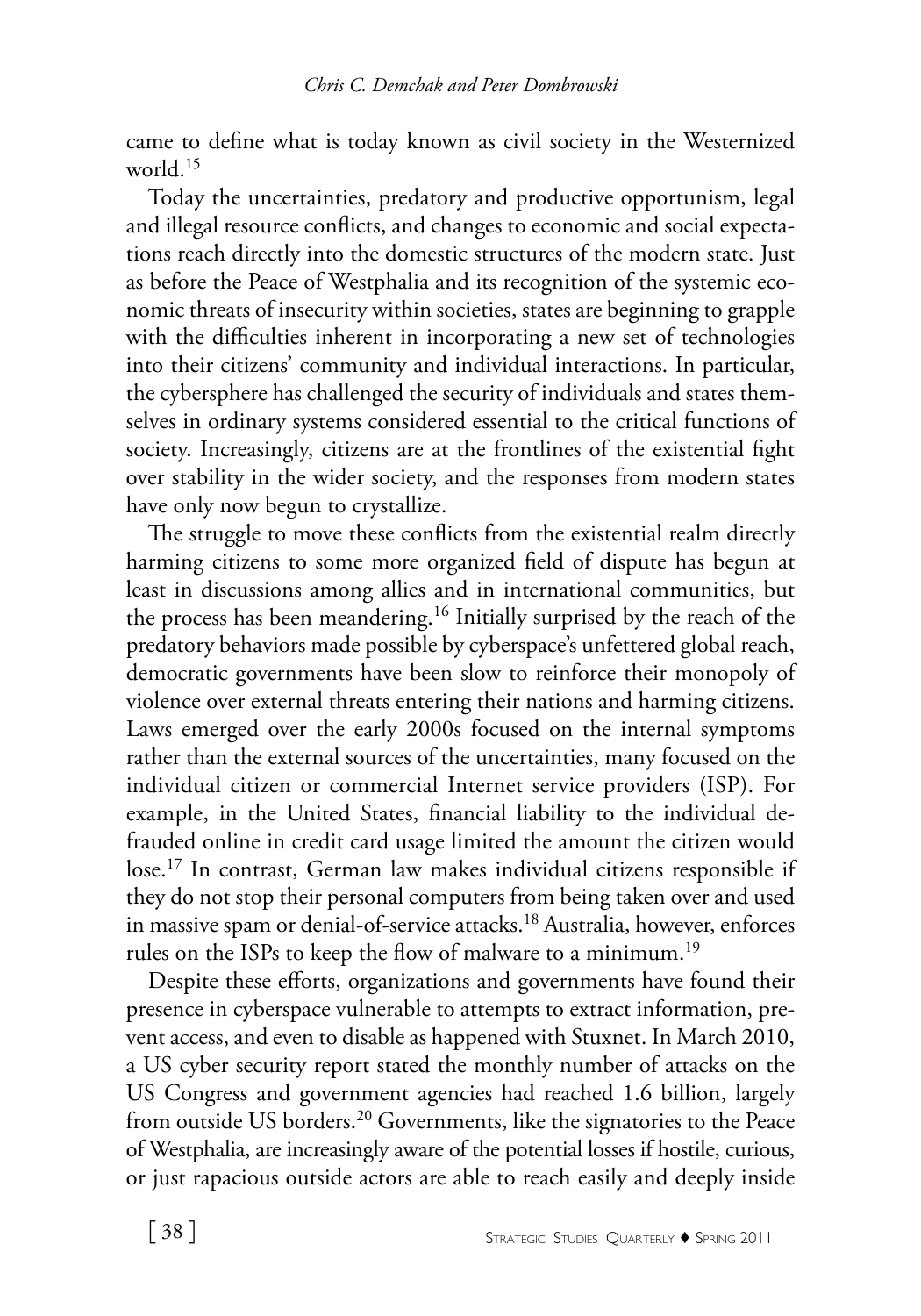came to define what is today known as civil society in the Westernized world.[15]

Today the uncertainties, predatory and productive opportunism, legal and illegal resource conflicts, and changes to economic and social expectations reach directly into the domestic structures of the modern state. Just as before the Peace of Westphalia and its recognition of the systemic economic threats of insecurity within societies, states are beginning to grapple with the difficulties inherent in incorporating a new set of technologies into their citizens' community and individual interactions. In particular, the cybersphere has challenged the security of individuals and states themselves in ordinary systems considered essential to the critical functions of society. Increasingly, citizens are at the frontlines of the existential fight over stability in the wider society, and the responses from modern states have only now begun to crystallize.

The struggle to move these conflicts from the existential realm directly harming citizens to some more organized field of dispute has begun at least in discussions among allies and in international communities, but the process has been meandering.[16] Initially surprised by the reach of the predatory behaviors made possible by cyberspace's unfettered global reach, democratic governments have been slow to reinforce their monopoly of violence over external threats entering their nations and harming citizens. Laws emerged over the early 2000s focused on the internal symptoms rather than the external sources of the uncertainties, many focused on the individual citizen or commercial Internet service providers (ISP). For example, in the United States, financial liability to the individual defrauded online in credit card usage limited the amount the citizen would lose.[17] In contrast, German law makes individual citizens responsible if they do not stop their personal computers from being taken over and used in massive spam or denial-of-service attacks.[18] Australia, however, enforces rules on the ISPs to keep the flow of malware to a minimum.[19]

Despite these efforts, organizations and governments have found their presence in cyberspace vulnerable to attempts to extract information, prevent access, and even to disable as happened with Stuxnet. In March 2010, a US cyber security report stated the monthly number of attacks on the US Congress and government agencies had reached 1.6 billion, largely from outside US borders.[20] Governments, like the signatories to the Peace of Westphalia, are increasingly aware of the potential losses if hostile, curious, or just rapacious outside actors are able to reach easily and deeply inside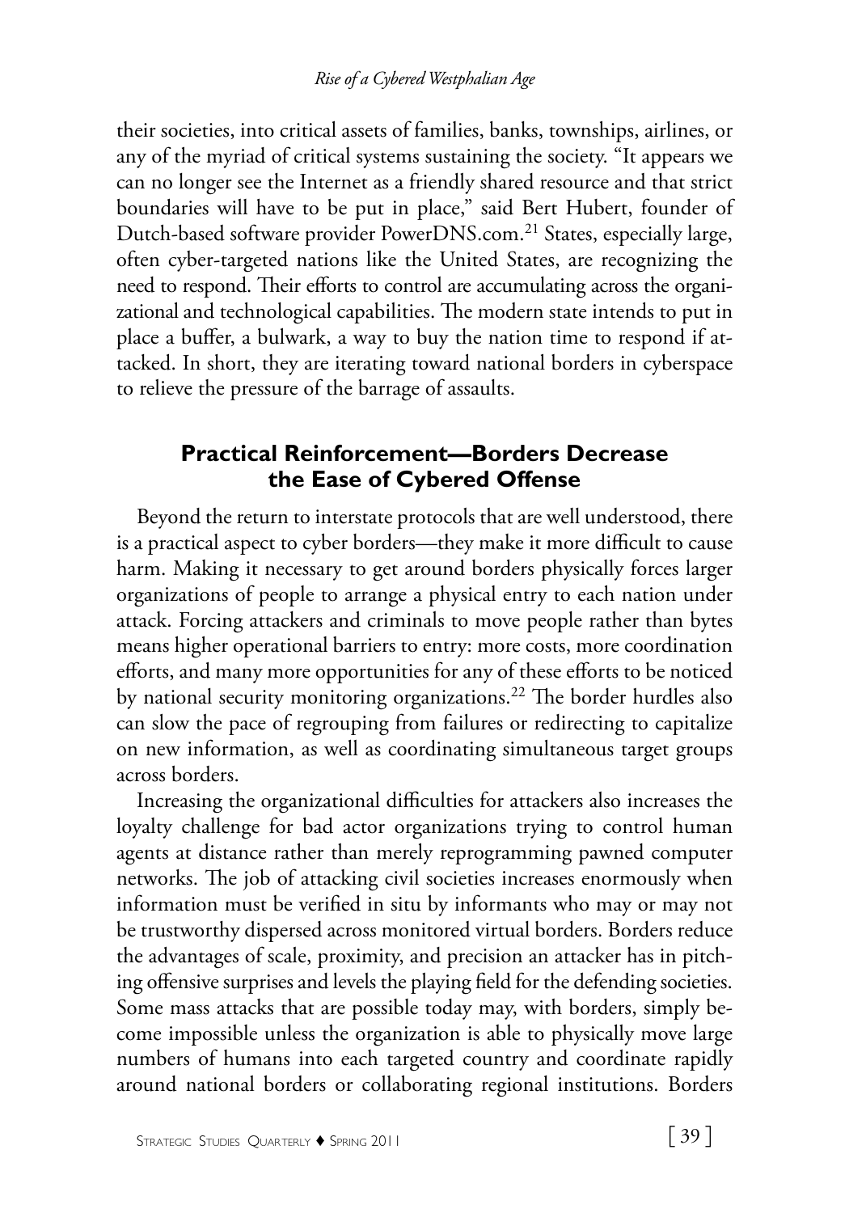their societies, into critical assets of families, banks, townships, airlines, or any of the myriad of critical systems sustaining the society. "It appears we can no longer see the Internet as a friendly shared resource and that strict boundaries will have to be put in place," said Bert Hubert, founder of Dutch-based software provider PowerDNS.com.[21] States, especially large, often cyber-targeted nations like the United States, are recognizing the need to respond. Their efforts to control are accumulating across the organizational and technological capabilities. The modern state intends to put in place a buffer, a bulwark, a way to buy the nation time to respond if attacked. In short, they are iterating toward national borders in cyberspace to relieve the pressure of the barrage of assaults.

## Practical Reinforcement—Borders Decrease the Ease of Cybered Offense

Beyond the return to interstate protocols that are well understood, there is a practical aspect to cyber borders—they make it more difficult to cause harm. Making it necessary to get around borders physically forces larger organizations of people to arrange a physical entry to each nation under attack. Forcing attackers and criminals to move people rather than bytes means higher operational barriers to entry: more costs, more coordination efforts, and many more opportunities for any of these efforts to be noticed by national security monitoring organizations.[22] The border hurdles also can slow the pace of regrouping from failures or redirecting to capitalize on new information, as well as coordinating simultaneous target groups across borders.

Increasing the organizational difficulties for attackers also increases the loyalty challenge for bad actor organizations trying to control human agents at distance rather than merely reprogramming pawned computer networks. The job of attacking civil societies increases enormously when information must be verified in situ by informants who may or may not be trustworthy dispersed across monitored virtual borders. Borders reduce the advantages of scale, proximity, and precision an attacker has in pitching offensive surprises and levels the playing field for the defending societies. Some mass attacks that are possible today may, with borders, simply become impossible unless the organization is able to physically move large numbers of humans into each targeted country and coordinate rapidly around national borders or collaborating regional institutions. Borders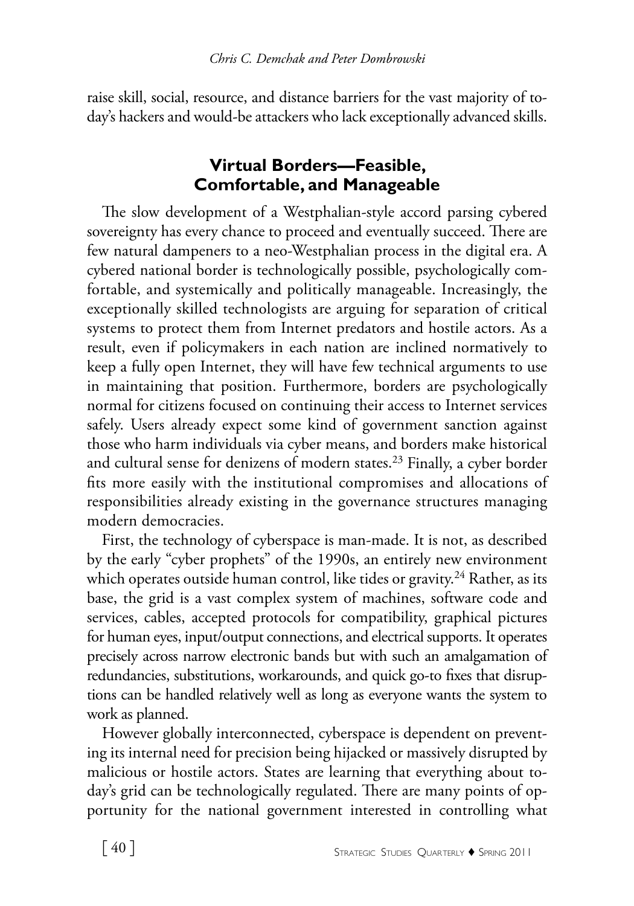raise skill, social, resource, and distance barriers for the vast majority of today's hackers and would-be attackers who lack exceptionally advanced skills.

## Virtual Borders—Feasible, Comfortable, and Manageable

The slow development of a Westphalian-style accord parsing cybered sovereignty has every chance to proceed and eventually succeed. There are few natural dampeners to a neo-Westphalian process in the digital era. A cybered national border is technologically possible, psychologically comfortable, and systemically and politically manageable. Increasingly, the exceptionally skilled technologists are arguing for separation of critical systems to protect them from Internet predators and hostile actors. As a result, even if policymakers in each nation are inclined normatively to keep a fully open Internet, they will have few technical arguments to use in maintaining that position. Furthermore, borders are psychologically normal for citizens focused on continuing their access to Internet services safely. Users already expect some kind of government sanction against those who harm individuals via cyber means, and borders make historical and cultural sense for denizens of modern states.[23] Finally, a cyber border fits more easily with the institutional compromises and allocations of responsibilities already existing in the governance structures managing modern democracies.

First, the technology of cyberspace is man-made. It is not, as described by the early "cyber prophets" of the 1990s, an entirely new environment which operates outside human control, like tides or gravity.[24] Rather, as its base, the grid is a vast complex system of machines, software code and services, cables, accepted protocols for compatibility, graphical pictures for human eyes, input/output connections, and electrical supports. It operates precisely across narrow electronic bands but with such an amalgamation of redundancies, substitutions, workarounds, and quick go-to fixes that disruptions can be handled relatively well as long as everyone wants the system to work as planned.

However globally interconnected, cyberspace is dependent on preventing its internal need for precision being hijacked or massively disrupted by malicious or hostile actors. States are learning that everything about today's grid can be technologically regulated. There are many points of opportunity for the national government interested in controlling what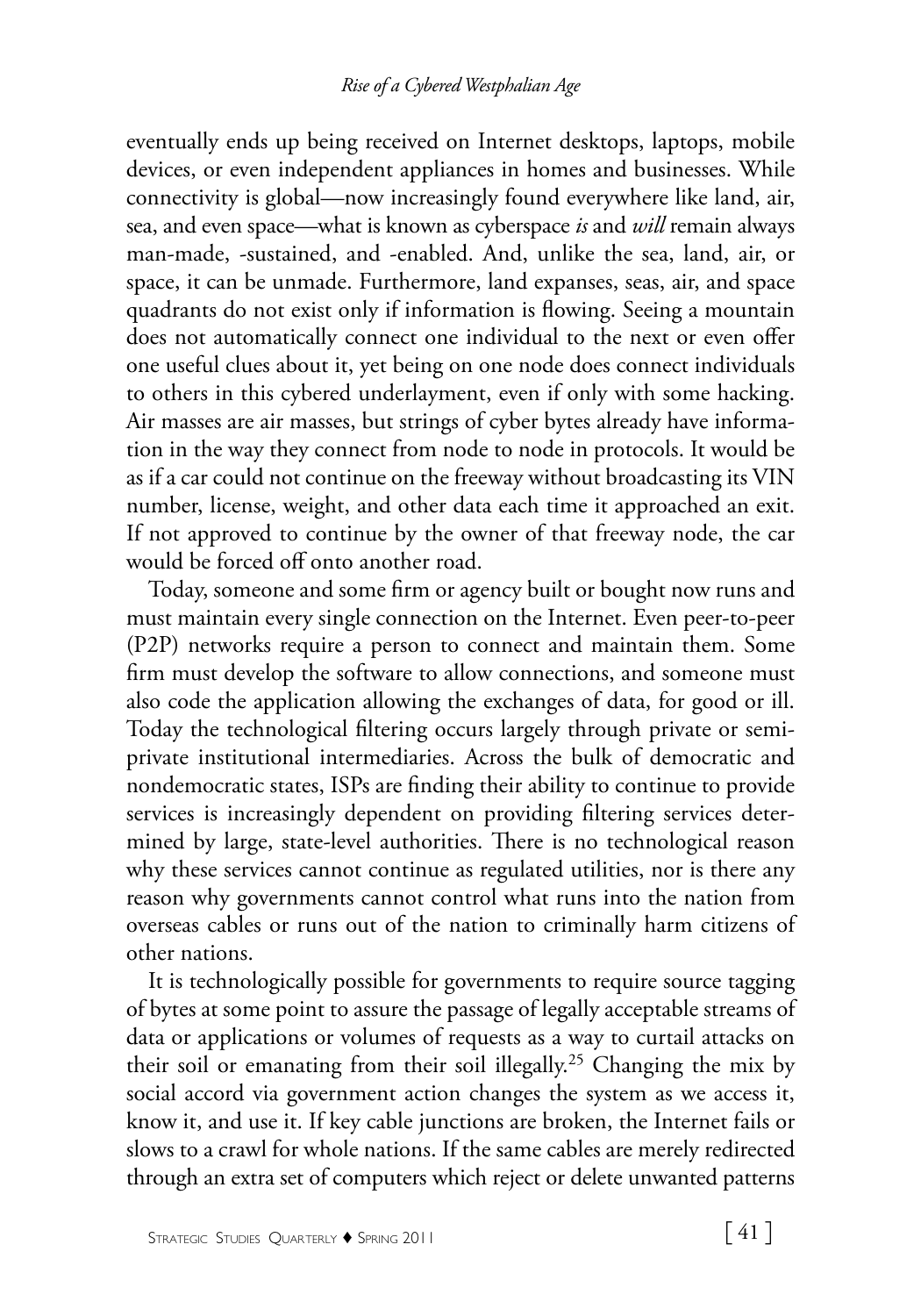eventually ends up being received on Internet desktops, laptops, mobile devices, or even independent appliances in homes and businesses. While connectivity is global—now increasingly found everywhere like land, air, sea, and even space—what is known as cyberspace *is* and *will* remain always man-made, -sustained, and -enabled. And, unlike the sea, land, air, or space, it can be unmade. Furthermore, land expanses, seas, air, and space quadrants do not exist only if information is flowing. Seeing a mountain does not automatically connect one individual to the next or even offer one useful clues about it, yet being on one node does connect individuals to others in this cybered underlayment, even if only with some hacking. Air masses are air masses, but strings of cyber bytes already have information in the way they connect from node to node in protocols. It would be as if a car could not continue on the freeway without broadcasting its VIN number, license, weight, and other data each time it approached an exit. If not approved to continue by the owner of that freeway node, the car would be forced off onto another road.

Today, someone and some firm or agency built or bought now runs and must maintain every single connection on the Internet. Even peer-to-peer (P2P) networks require a person to connect and maintain them. Some firm must develop the software to allow connections, and someone must also code the application allowing the exchanges of data, for good or ill. Today the technological filtering occurs largely through private or semi-private institutional intermediaries. Across the bulk of democratic and nondemocratic states, ISPs are finding their ability to continue to provide services is increasingly dependent on providing filtering services determined by large, state-level authorities. There is no technological reason why these services cannot continue as regulated utilities, nor is there any reason why governments cannot control what runs into the nation from overseas cables or runs out of the nation to criminally harm citizens of other nations.

It is technologically possible for governments to require source tagging of bytes at some point to assure the passage of legally acceptable streams of data or applications or volumes of requests as a way to curtail attacks on their soil or emanating from their soil illegally.[25] Changing the mix by social accord via government action changes the system as we access it, know it, and use it. If key cable junctions are broken, the Internet fails or slows to a crawl for whole nations. If the same cables are merely redirected through an extra set of computers which reject or delete unwanted patterns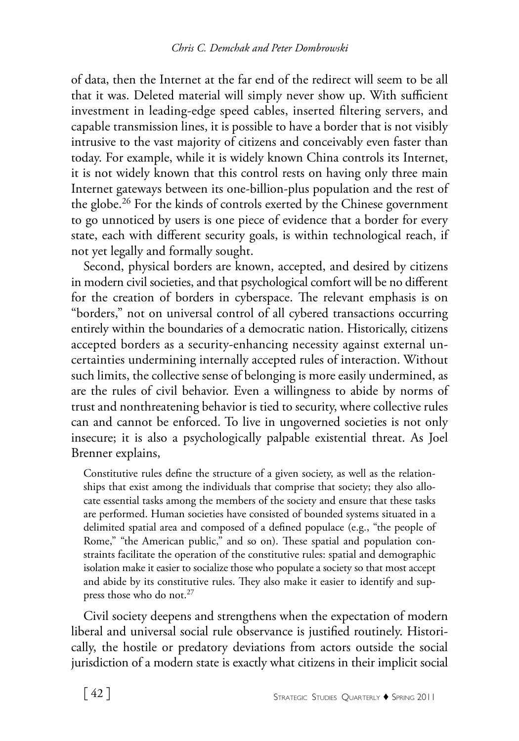of data, then the Internet at the far end of the redirect will seem to be all that it was. Deleted material will simply never show up. With sufficient investment in leading-edge speed cables, inserted filtering servers, and capable transmission lines, it is possible to have a border that is not visibly intrusive to the vast majority of citizens and conceivably even faster than today. For example, while it is widely known China controls its Internet, it is not widely known that this control rests on having only three main Internet gateways between its one-billion-plus population and the rest of the globe.[26] For the kinds of controls exerted by the Chinese government to go unnoticed by users is one piece of evidence that a border for every state, each with different security goals, is within technological reach, if not yet legally and formally sought.

Second, physical borders are known, accepted, and desired by citizens in modern civil societies, and that psychological comfort will be no different for the creation of borders in cyberspace. The relevant emphasis is on "borders," not on universal control of all cybered transactions occurring entirely within the boundaries of a democratic nation. Historically, citizens accepted borders as a security-enhancing necessity against external uncertainties undermining internally accepted rules of interaction. Without such limits, the collective sense of belonging is more easily undermined, as are the rules of civil behavior. Even a willingness to abide by norms of trust and nonthreatening behavior is tied to security, where collective rules can and cannot be enforced. To live in ungoverned societies is not only insecure; it is also a psychologically palpable existential threat. As Joel Brenner explains,

> Constitutive rules define the structure of a given society, as well as the relationships that exist among the individuals that comprise that society; they also allocate essential tasks among the members of the society and ensure that these tasks are performed. Human societies have consisted of bounded systems situated in a delimited spatial area and composed of a defined populace (e.g., "the people of Rome," "the American public," and so on). These spatial and population constraints facilitate the operation of the constitutive rules: spatial and demographic isolation make it easier to socialize those who populate a society so that most accept and abide by its constitutive rules. They also make it easier to identify and suppress those who do not.[27]

Civil society deepens and strengthens when the expectation of modern liberal and universal social rule observance is justified routinely. Historically, the hostile or predatory deviations from actors outside the social jurisdiction of a modern state is exactly what citizens in their implicit social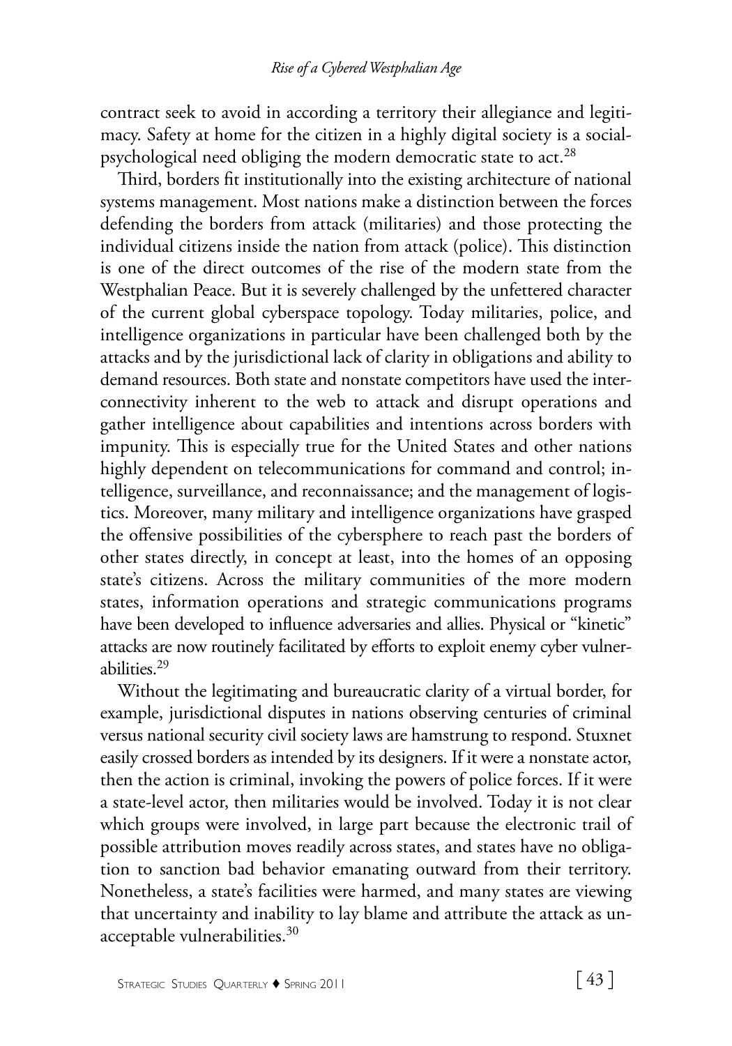contract seek to avoid in according a territory their allegiance and legitimacy. Safety at home for the citizen in a highly digital society is a social-psychological need obliging the modern democratic state to act.[28]

Third, borders fit institutionally into the existing architecture of national systems management. Most nations make a distinction between the forces defending the borders from attack (militaries) and those protecting the individual citizens inside the nation from attack (police). This distinction is one of the direct outcomes of the rise of the modern state from the Westphalian Peace. But it is severely challenged by the unfettered character of the current global cyberspace topology. Today militaries, police, and intelligence organizations in particular have been challenged both by the attacks and by the jurisdictional lack of clarity in obligations and ability to demand resources. Both state and nonstate competitors have used the interconnectivity inherent to the web to attack and disrupt operations and gather intelligence about capabilities and intentions across borders with impunity. This is especially true for the United States and other nations highly dependent on telecommunications for command and control; intelligence, surveillance, and reconnaissance; and the management of logistics. Moreover, many military and intelligence organizations have grasped the offensive possibilities of the cybersphere to reach past the borders of other states directly, in concept at least, into the homes of an opposing state's citizens. Across the military communities of the more modern states, information operations and strategic communications programs have been developed to influence adversaries and allies. Physical or "kinetic" attacks are now routinely facilitated by efforts to exploit enemy cyber vulnerabilities.[29]

Without the legitimating and bureaucratic clarity of a virtual border, for example, jurisdictional disputes in nations observing centuries of criminal versus national security civil society laws are hamstrung to respond. Stuxnet easily crossed borders as intended by its designers. If it were a nonstate actor, then the action is criminal, invoking the powers of police forces. If it were a state-level actor, then militaries would be involved. Today it is not clear which groups were involved, in large part because the electronic trail of possible attribution moves readily across states, and states have no obligation to sanction bad behavior emanating outward from their territory. Nonetheless, a state's facilities were harmed, and many states are viewing that uncertainty and inability to lay blame and attribute the attack as unacceptable vulnerabilities.[30]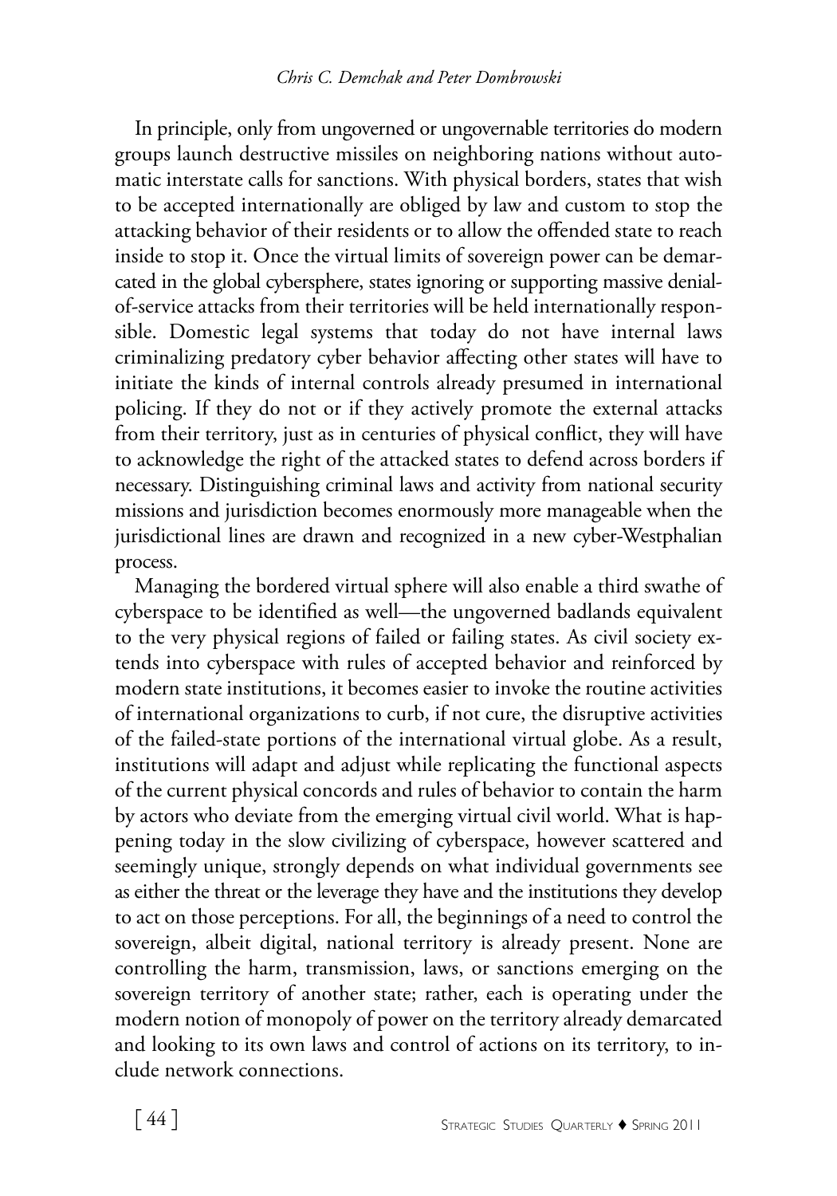In principle, only from ungoverned or ungovernable territories do modern groups launch destructive missiles on neighboring nations without automatic interstate calls for sanctions. With physical borders, states that wish to be accepted internationally are obliged by law and custom to stop the attacking behavior of their residents or to allow the offended state to reach inside to stop it. Once the virtual limits of sovereign power can be demarcated in the global cybersphere, states ignoring or supporting massive denial-of-service attacks from their territories will be held internationally responsible. Domestic legal systems that today do not have internal laws criminalizing predatory cyber behavior affecting other states will have to initiate the kinds of internal controls already presumed in international policing. If they do not or if they actively promote the external attacks from their territory, just as in centuries of physical conflict, they will have to acknowledge the right of the attacked states to defend across borders if necessary. Distinguishing criminal laws and activity from national security missions and jurisdiction becomes enormously more manageable when the jurisdictional lines are drawn and recognized in a new cyber-Westphalian process.

Managing the bordered virtual sphere will also enable a third swathe of cyberspace to be identified as well—the ungoverned badlands equivalent to the very physical regions of failed or failing states. As civil society extends into cyberspace with rules of accepted behavior and reinforced by modern state institutions, it becomes easier to invoke the routine activities of international organizations to curb, if not cure, the disruptive activities of the failed-state portions of the international virtual globe. As a result, institutions will adapt and adjust while replicating the functional aspects of the current physical concords and rules of behavior to contain the harm by actors who deviate from the emerging virtual civil world. What is happening today in the slow civilizing of cyberspace, however scattered and seemingly unique, strongly depends on what individual governments see as either the threat or the leverage they have and the institutions they develop to act on those perceptions. For all, the beginnings of a need to control the sovereign, albeit digital, national territory is already present. None are controlling the harm, transmission, laws, or sanctions emerging on the sovereign territory of another state; rather, each is operating under the modern notion of monopoly of power on the territory already demarcated and looking to its own laws and control of actions on its territory, to include network connections.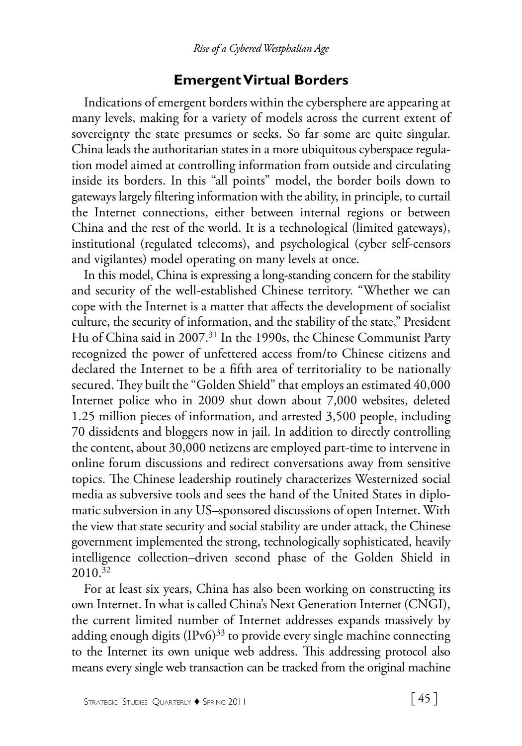## Emergent Virtual Borders

Indications of emergent borders within the cybersphere are appearing at many levels, making for a variety of models across the current extent of sovereignty the state presumes or seeks. So far some are quite singular. China leads the authoritarian states in a more ubiquitous cyberspace regulation model aimed at controlling information from outside and circulating inside its borders. In this "all points" model, the border boils down to gateways largely filtering information with the ability, in principle, to curtail the Internet connections, either between internal regions or between China and the rest of the world. It is a technological (limited gateways), institutional (regulated telecoms), and psychological (cyber self-censors and vigilantes) model operating on many levels at once.

In this model, China is expressing a long-standing concern for the stability and security of the well-established Chinese territory. "Whether we can cope with the Internet is a matter that affects the development of socialist culture, the security of information, and the stability of the state," President Hu of China said in 2007.[31] In the 1990s, the Chinese Communist Party recognized the power of unfettered access from/to Chinese citizens and declared the Internet to be a fifth area of territoriality to be nationally secured. They built the "Golden Shield" that employs an estimated 40,000 Internet police who in 2009 shut down about 7,000 websites, deleted 1.25 million pieces of information, and arrested 3,500 people, including 70 dissidents and bloggers now in jail. In addition to directly controlling the content, about 30,000 netizens are employed part-time to intervene in online forum discussions and redirect conversations away from sensitive topics. The Chinese leadership routinely characterizes Westernized social media as subversive tools and sees the hand of the United States in diplomatic subversion in any US–sponsored discussions of open Internet. With the view that state security and social stability are under attack, the Chinese government implemented the strong, technologically sophisticated, heavily intelligence collection–driven second phase of the Golden Shield in 2010.[32]

For at least six years, China has also been working on constructing its own Internet. In what is called China's Next Generation Internet (CNGI), the current limited number of Internet addresses expands massively by adding enough digits (IPv6)[33] to provide every single machine connecting to the Internet its own unique web address. This addressing protocol also means every single web transaction can be tracked from the original machine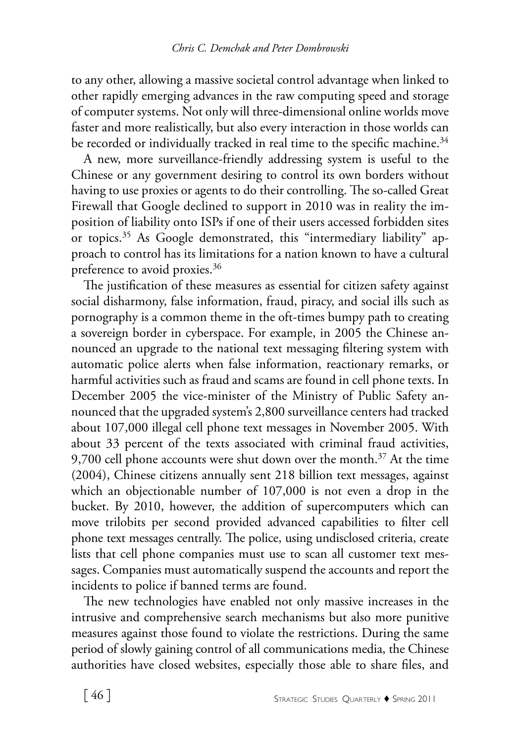to any other, allowing a massive societal control advantage when linked to other rapidly emerging advances in the raw computing speed and storage of computer systems. Not only will three-dimensional online worlds move faster and more realistically, but also every interaction in those worlds can be recorded or individually tracked in real time to the specific machine.[34]

A new, more surveillance-friendly addressing system is useful to the Chinese or any government desiring to control its own borders without having to use proxies or agents to do their controlling. The so-called Great Firewall that Google declined to support in 2010 was in reality the imposition of liability onto ISPs if one of their users accessed forbidden sites or topics.[35] As Google demonstrated, this "intermediary liability" approach to control has its limitations for a nation known to have a cultural preference to avoid proxies.[36]

The justification of these measures as essential for citizen safety against social disharmony, false information, fraud, piracy, and social ills such as pornography is a common theme in the oft-times bumpy path to creating a sovereign border in cyberspace. For example, in 2005 the Chinese announced an upgrade to the national text messaging filtering system with automatic police alerts when false information, reactionary remarks, or harmful activities such as fraud and scams are found in cell phone texts. In December 2005 the vice-minister of the Ministry of Public Safety announced that the upgraded system's 2,800 surveillance centers had tracked about 107,000 illegal cell phone text messages in November 2005. With about 33 percent of the texts associated with criminal fraud activities, 9,700 cell phone accounts were shut down over the month.[37] At the time (2004), Chinese citizens annually sent 218 billion text messages, against which an objectionable number of 107,000 is not even a drop in the bucket. By 2010, however, the addition of supercomputers which can move trilobits per second provided advanced capabilities to filter cell phone text messages centrally. The police, using undisclosed criteria, create lists that cell phone companies must use to scan all customer text messages. Companies must automatically suspend the accounts and report the incidents to police if banned terms are found.

The new technologies have enabled not only massive increases in the intrusive and comprehensive search mechanisms but also more punitive measures against those found to violate the restrictions. During the same period of slowly gaining control of all communications media, the Chinese authorities have closed websites, especially those able to share files, and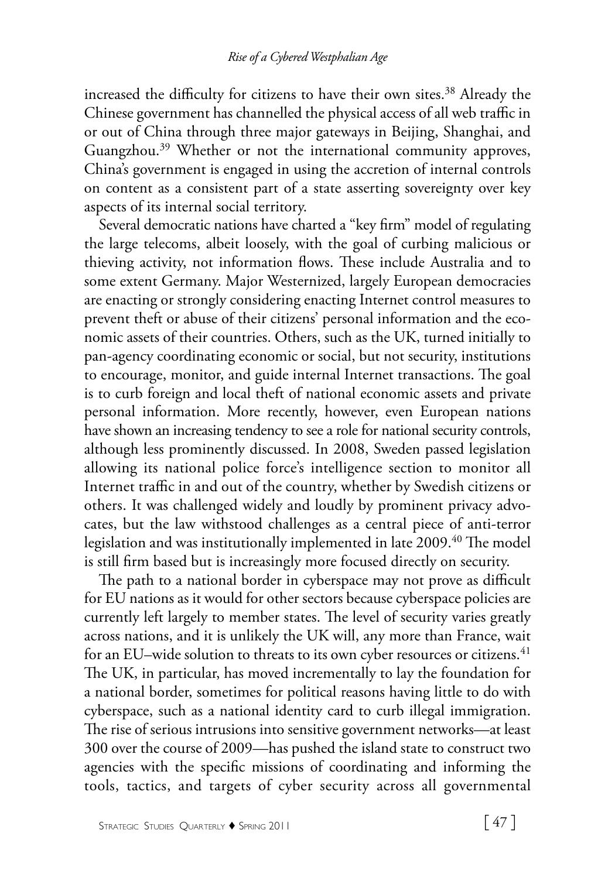increased the difficulty for citizens to have their own sites.[38] Already the Chinese government has channelled the physical access of all web traffic in or out of China through three major gateways in Beijing, Shanghai, and Guangzhou.[39] Whether or not the international community approves, China's government is engaged in using the accretion of internal controls on content as a consistent part of a state asserting sovereignty over key aspects of its internal social territory.

Several democratic nations have charted a "key firm" model of regulating the large telecoms, albeit loosely, with the goal of curbing malicious or thieving activity, not information flows. These include Australia and to some extent Germany. Major Westernized, largely European democracies are enacting or strongly considering enacting Internet control measures to prevent theft or abuse of their citizens' personal information and the economic assets of their countries. Others, such as the UK, turned initially to pan-agency coordinating economic or social, but not security, institutions to encourage, monitor, and guide internal Internet transactions. The goal is to curb foreign and local theft of national economic assets and private personal information. More recently, however, even European nations have shown an increasing tendency to see a role for national security controls, although less prominently discussed. In 2008, Sweden passed legislation allowing its national police force's intelligence section to monitor all Internet traffic in and out of the country, whether by Swedish citizens or others. It was challenged widely and loudly by prominent privacy advocates, but the law withstood challenges as a central piece of anti-terror legislation and was institutionally implemented in late 2009.[40] The model is still firm based but is increasingly more focused directly on security.

The path to a national border in cyberspace may not prove as difficult for EU nations as it would for other sectors because cyberspace policies are currently left largely to member states. The level of security varies greatly across nations, and it is unlikely the UK will, any more than France, wait for an EU–wide solution to threats to its own cyber resources or citizens.[41] The UK, in particular, has moved incrementally to lay the foundation for a national border, sometimes for political reasons having little to do with cyberspace, such as a national identity card to curb illegal immigration. The rise of serious intrusions into sensitive government networks—at least 300 over the course of 2009—has pushed the island state to construct two agencies with the specific missions of coordinating and informing the tools, tactics, and targets of cyber security across all governmental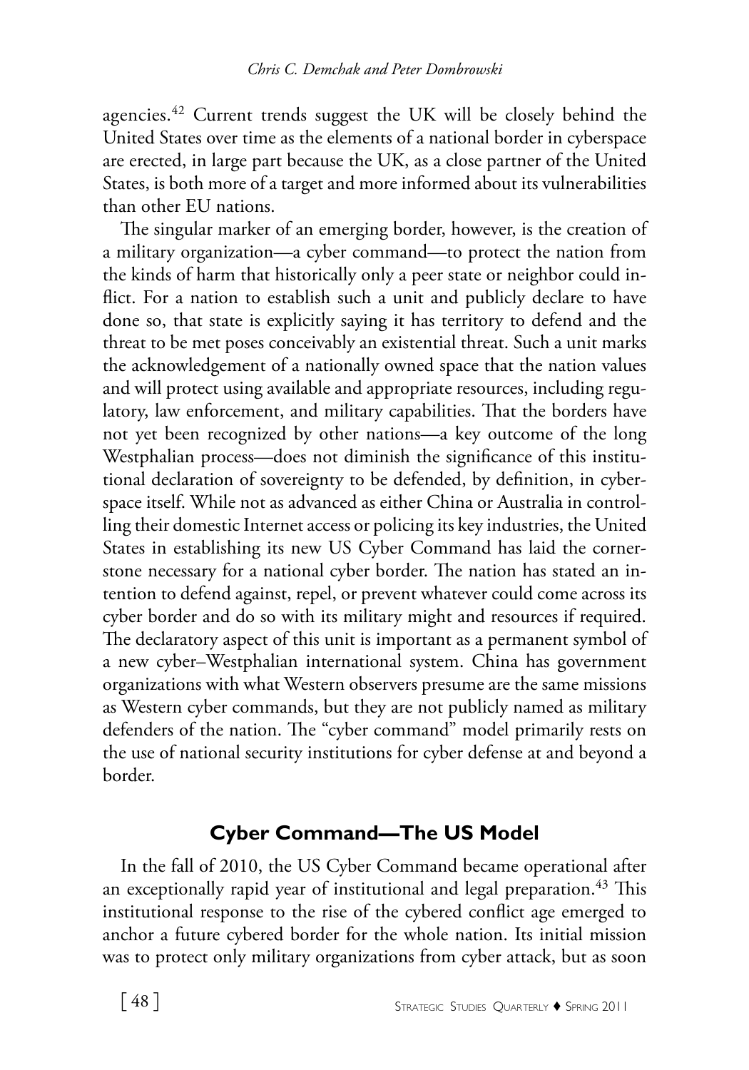agencies.[42] Current trends suggest the UK will be closely behind the United States over time as the elements of a national border in cyberspace are erected, in large part because the UK, as a close partner of the United States, is both more of a target and more informed about its vulnerabilities than other EU nations.

The singular marker of an emerging border, however, is the creation of a military organization—a cyber command—to protect the nation from the kinds of harm that historically only a peer state or neighbor could inflict. For a nation to establish such a unit and publicly declare to have done so, that state is explicitly saying it has territory to defend and the threat to be met poses conceivably an existential threat. Such a unit marks the acknowledgement of a nationally owned space that the nation values and will protect using available and appropriate resources, including regulatory, law enforcement, and military capabilities. That the borders have not yet been recognized by other nations—a key outcome of the long Westphalian process—does not diminish the significance of this institutional declaration of sovereignty to be defended, by definition, in cyberspace itself. While not as advanced as either China or Australia in controlling their domestic Internet access or policing its key industries, the United States in establishing its new US Cyber Command has laid the cornerstone necessary for a national cyber border. The nation has stated an intention to defend against, repel, or prevent whatever could come across its cyber border and do so with its military might and resources if required. The declaratory aspect of this unit is important as a permanent symbol of a new cyber–Westphalian international system. China has government organizations with what Western observers presume are the same missions as Western cyber commands, but they are not publicly named as military defenders of the nation. The "cyber command" model primarily rests on the use of national security institutions for cyber defense at and beyond a border.

## Cyber Command—The US Model

In the fall of 2010, the US Cyber Command became operational after an exceptionally rapid year of institutional and legal preparation.[43] This institutional response to the rise of the cybered conflict age emerged to anchor a future cybered border for the whole nation. Its initial mission was to protect only military organizations from cyber attack, but as soon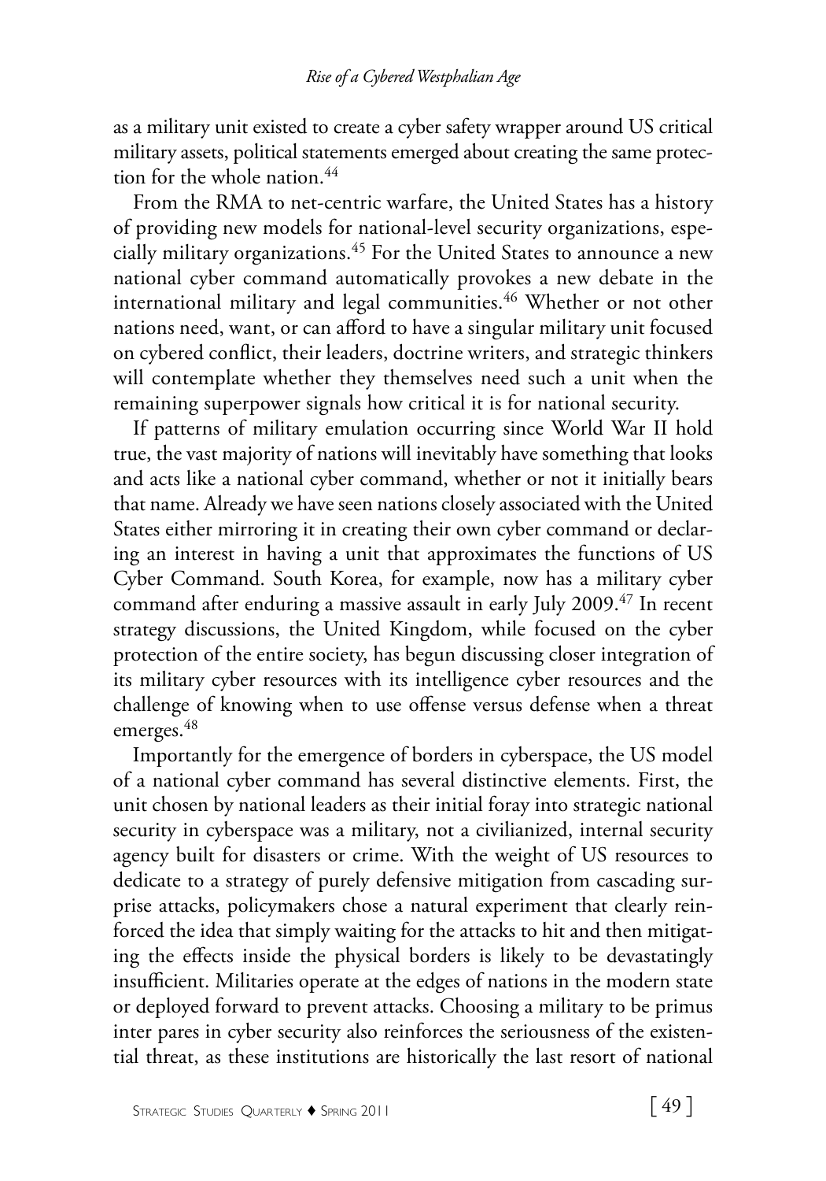as a military unit existed to create a cyber safety wrapper around US critical military assets, political statements emerged about creating the same protection for the whole nation.[44]

From the RMA to net-centric warfare, the United States has a history of providing new models for national-level security organizations, especially military organizations.[45] For the United States to announce a new national cyber command automatically provokes a new debate in the international military and legal communities.[46] Whether or not other nations need, want, or can afford to have a singular military unit focused on cybered conflict, their leaders, doctrine writers, and strategic thinkers will contemplate whether they themselves need such a unit when the remaining superpower signals how critical it is for national security.

If patterns of military emulation occurring since World War II hold true, the vast majority of nations will inevitably have something that looks and acts like a national cyber command, whether or not it initially bears that name. Already we have seen nations closely associated with the United States either mirroring it in creating their own cyber command or declaring an interest in having a unit that approximates the functions of US Cyber Command. South Korea, for example, now has a military cyber command after enduring a massive assault in early July 2009.[47] In recent strategy discussions, the United Kingdom, while focused on the cyber protection of the entire society, has begun discussing closer integration of its military cyber resources with its intelligence cyber resources and the challenge of knowing when to use offense versus defense when a threat emerges.[48]

Importantly for the emergence of borders in cyberspace, the US model of a national cyber command has several distinctive elements. First, the unit chosen by national leaders as their initial foray into strategic national security in cyberspace was a military, not a civilianized, internal security agency built for disasters or crime. With the weight of US resources to dedicate to a strategy of purely defensive mitigation from cascading surprise attacks, policymakers chose a natural experiment that clearly reinforced the idea that simply waiting for the attacks to hit and then mitigating the effects inside the physical borders is likely to be devastatingly insufficient. Militaries operate at the edges of nations in the modern state or deployed forward to prevent attacks. Choosing a military to be primus inter pares in cyber security also reinforces the seriousness of the existential threat, as these institutions are historically the last resort of national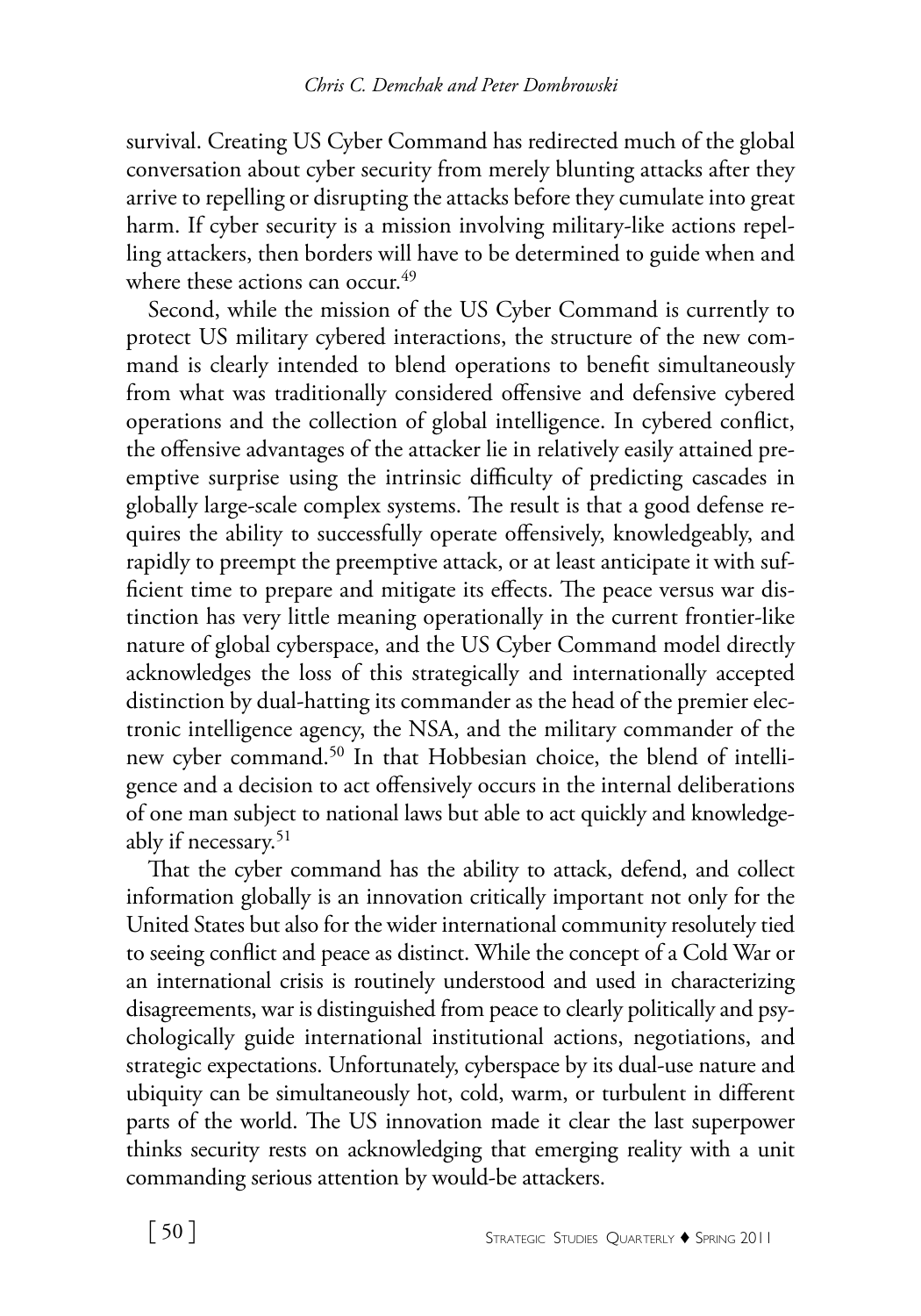survival. Creating US Cyber Command has redirected much of the global conversation about cyber security from merely blunting attacks after they arrive to repelling or disrupting the attacks before they cumulate into great harm. If cyber security is a mission involving military-like actions repelling attackers, then borders will have to be determined to guide when and where these actions can occur.[49]

Second, while the mission of the US Cyber Command is currently to protect US military cybered interactions, the structure of the new command is clearly intended to blend operations to benefit simultaneously from what was traditionally considered offensive and defensive cybered operations and the collection of global intelligence. In cybered conflict, the offensive advantages of the attacker lie in relatively easily attained preemptive surprise using the intrinsic difficulty of predicting cascades in globally large-scale complex systems. The result is that a good defense requires the ability to successfully operate offensively, knowledgeably, and rapidly to preempt the preemptive attack, or at least anticipate it with sufficient time to prepare and mitigate its effects. The peace versus war distinction has very little meaning operationally in the current frontier-like nature of global cyberspace, and the US Cyber Command model directly acknowledges the loss of this strategically and internationally accepted distinction by dual-hatting its commander as the head of the premier electronic intelligence agency, the NSA, and the military commander of the new cyber command.[50] In that Hobbesian choice, the blend of intelligence and a decision to act offensively occurs in the internal deliberations of one man subject to national laws but able to act quickly and knowledgeably if necessary.[51]

That the cyber command has the ability to attack, defend, and collect information globally is an innovation critically important not only for the United States but also for the wider international community resolutely tied to seeing conflict and peace as distinct. While the concept of a Cold War or an international crisis is routinely understood and used in characterizing disagreements, war is distinguished from peace to clearly politically and psychologically guide international institutional actions, negotiations, and strategic expectations. Unfortunately, cyberspace by its dual-use nature and ubiquity can be simultaneously hot, cold, warm, or turbulent in different parts of the world. The US innovation made it clear the last superpower thinks security rests on acknowledging that emerging reality with a unit commanding serious attention by would-be attackers.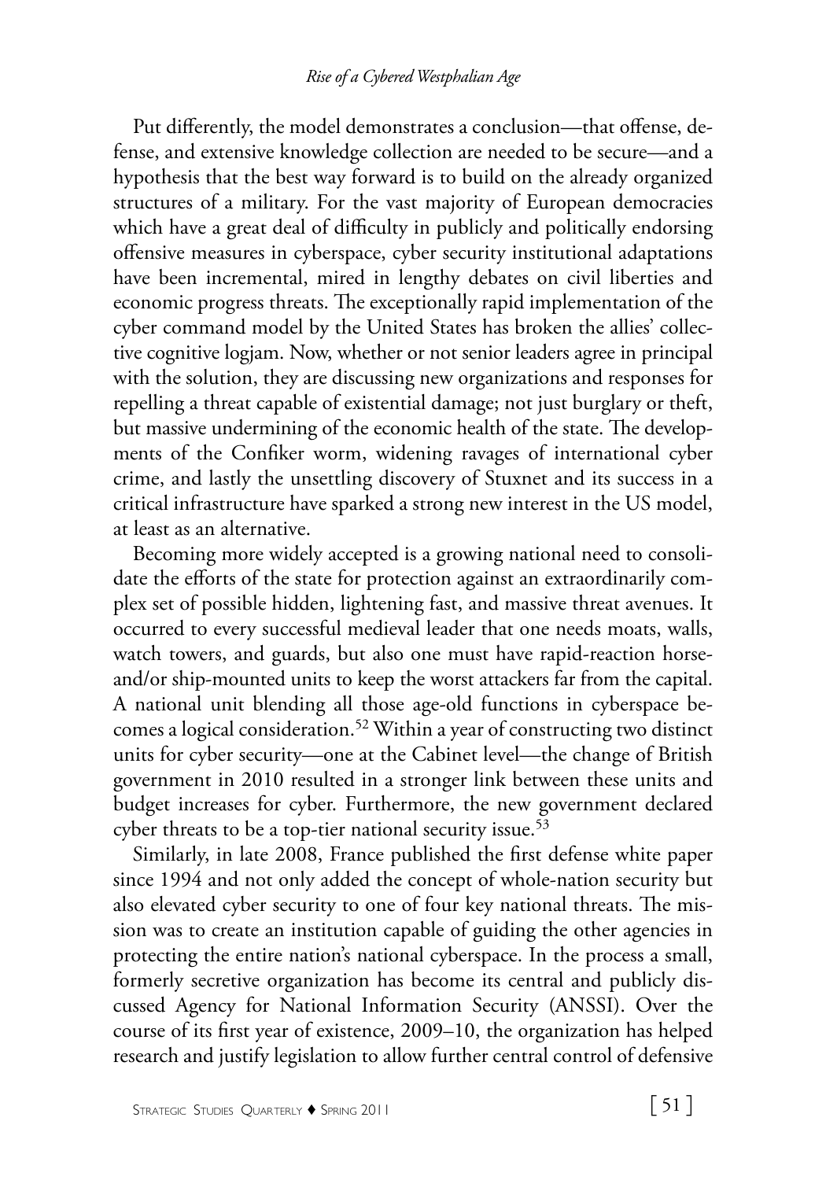Put differently, the model demonstrates a conclusion—that offense, defense, and extensive knowledge collection are needed to be secure—and a hypothesis that the best way forward is to build on the already organized structures of a military. For the vast majority of European democracies which have a great deal of difficulty in publicly and politically endorsing offensive measures in cyberspace, cyber security institutional adaptations have been incremental, mired in lengthy debates on civil liberties and economic progress threats. The exceptionally rapid implementation of the cyber command model by the United States has broken the allies' collective cognitive logjam. Now, whether or not senior leaders agree in principal with the solution, they are discussing new organizations and responses for repelling a threat capable of existential damage; not just burglary or theft, but massive undermining of the economic health of the state. The developments of the Confiker worm, widening ravages of international cyber crime, and lastly the unsettling discovery of Stuxnet and its success in a critical infrastructure have sparked a strong new interest in the US model, at least as an alternative.

Becoming more widely accepted is a growing national need to consolidate the efforts of the state for protection against an extraordinarily complex set of possible hidden, lightening fast, and massive threat avenues. It occurred to every successful medieval leader that one needs moats, walls, watch towers, and guards, but also one must have rapid-reaction horse-and/or ship-mounted units to keep the worst attackers far from the capital. A national unit blending all those age-old functions in cyberspace becomes a logical consideration.[52] Within a year of constructing two distinct units for cyber security—one at the Cabinet level—the change of British government in 2010 resulted in a stronger link between these units and budget increases for cyber. Furthermore, the new government declared cyber threats to be a top-tier national security issue.[53]

Similarly, in late 2008, France published the first defense white paper since 1994 and not only added the concept of whole-nation security but also elevated cyber security to one of four key national threats. The mission was to create an institution capable of guiding the other agencies in protecting the entire nation's national cyberspace. In the process a small, formerly secretive organization has become its central and publicly discussed Agency for National Information Security (ANSSI). Over the course of its first year of existence, 2009–10, the organization has helped research and justify legislation to allow further central control of defensive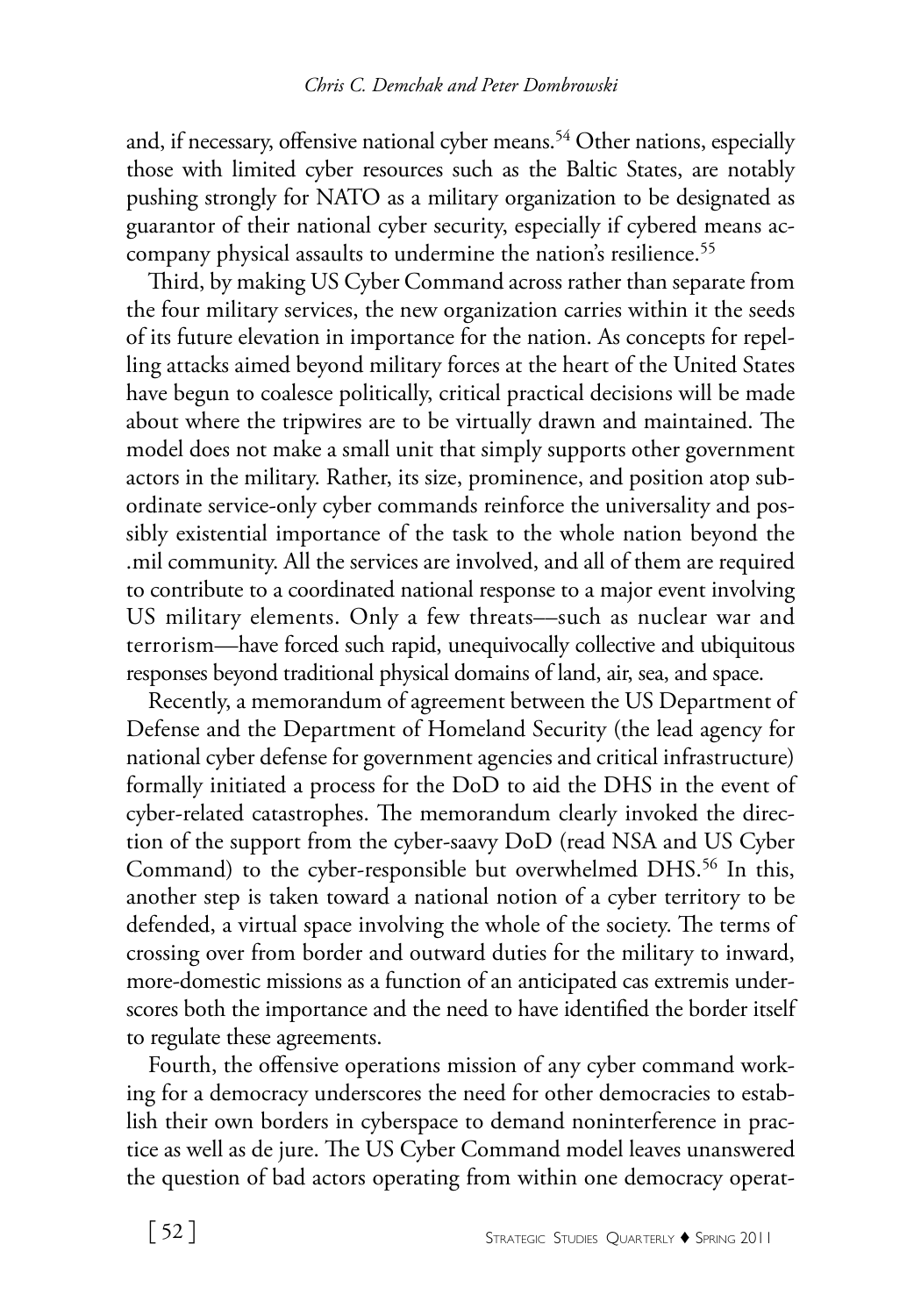and, if necessary, offensive national cyber means.[54] Other nations, especially those with limited cyber resources such as the Baltic States, are notably pushing strongly for NATO as a military organization to be designated as guarantor of their national cyber security, especially if cybered means accompany physical assaults to undermine the nation's resilience.[55]

Third, by making US Cyber Command across rather than separate from the four military services, the new organization carries within it the seeds of its future elevation in importance for the nation. As concepts for repelling attacks aimed beyond military forces at the heart of the United States have begun to coalesce politically, critical practical decisions will be made about where the tripwires are to be virtually drawn and maintained. The model does not make a small unit that simply supports other government actors in the military. Rather, its size, prominence, and position atop subordinate service-only cyber commands reinforce the universality and possibly existential importance of the task to the whole nation beyond the .mil community. All the services are involved, and all of them are required to contribute to a coordinated national response to a major event involving US military elements. Only a few threats—such as nuclear war and terrorism—have forced such rapid, unequivocally collective and ubiquitous responses beyond traditional physical domains of land, air, sea, and space.

Recently, a memorandum of agreement between the US Department of Defense and the Department of Homeland Security (the lead agency for national cyber defense for government agencies and critical infrastructure) formally initiated a process for the DoD to aid the DHS in the event of cyber-related catastrophes. The memorandum clearly invoked the direction of the support from the cyber-saavy DoD (read NSA and US Cyber Command) to the cyber-responsible but overwhelmed DHS.[56] In this, another step is taken toward a national notion of a cyber territory to be defended, a virtual space involving the whole of the society. The terms of crossing over from border and outward duties for the military to inward, more-domestic missions as a function of an anticipated cas extremis underscores both the importance and the need to have identified the border itself to regulate these agreements.

Fourth, the offensive operations mission of any cyber command working for a democracy underscores the need for other democracies to establish their own borders in cyberspace to demand noninterference in practice as well as de jure. The US Cyber Command model leaves unanswered the question of bad actors operating from within one democracy operat-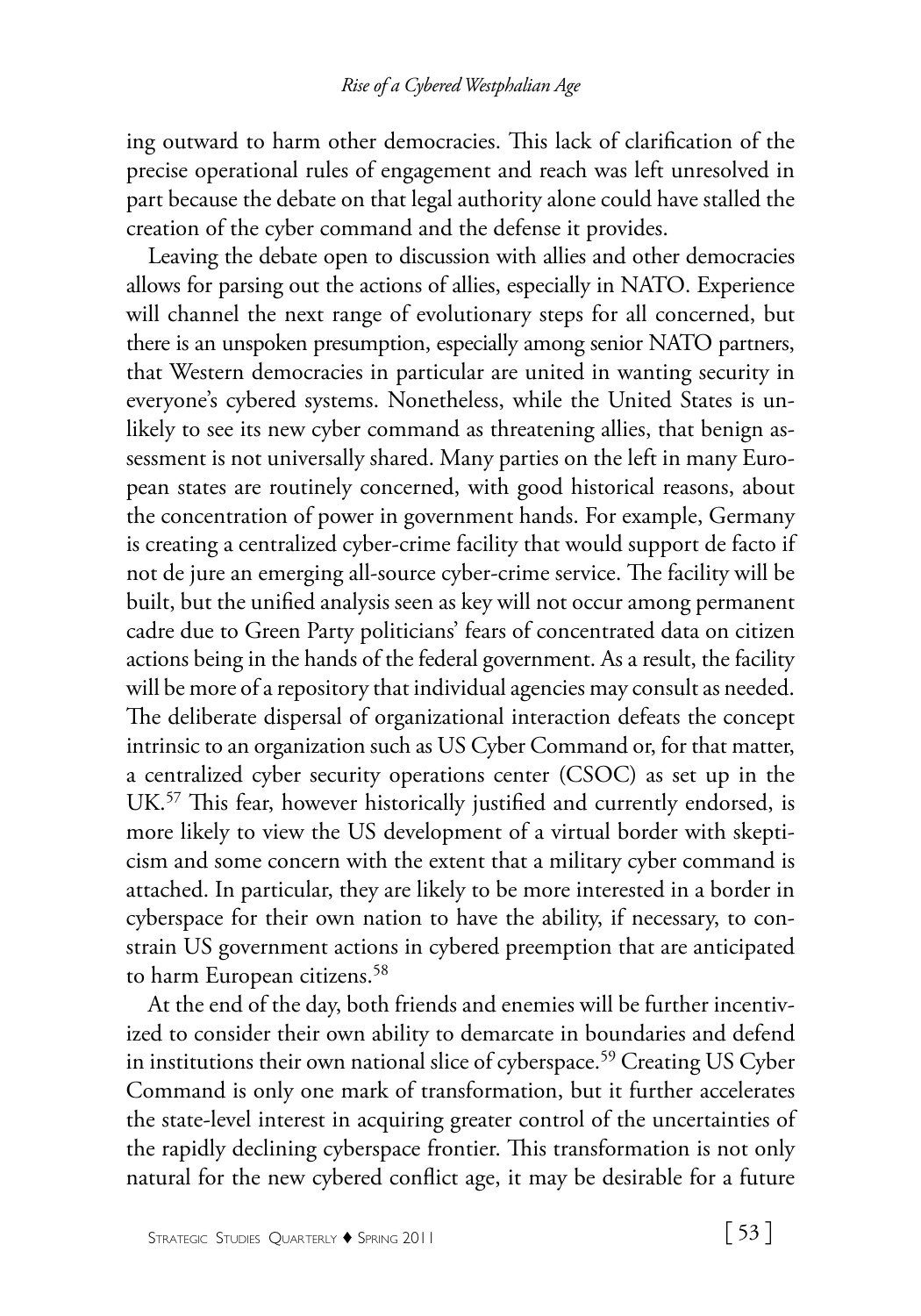ing outward to harm other democracies. This lack of clarification of the precise operational rules of engagement and reach was left unresolved in part because the debate on that legal authority alone could have stalled the creation of the cyber command and the defense it provides.

Leaving the debate open to discussion with allies and other democracies allows for parsing out the actions of allies, especially in NATO. Experience will channel the next range of evolutionary steps for all concerned, but there is an unspoken presumption, especially among senior NATO partners, that Western democracies in particular are united in wanting security in everyone's cybered systems. Nonetheless, while the United States is unlikely to see its new cyber command as threatening allies, that benign assessment is not universally shared. Many parties on the left in many European states are routinely concerned, with good historical reasons, about the concentration of power in government hands. For example, Germany is creating a centralized cyber-crime facility that would support de facto if not de jure an emerging all-source cyber-crime service. The facility will be built, but the unified analysis seen as key will not occur among permanent cadre due to Green Party politicians' fears of concentrated data on citizen actions being in the hands of the federal government. As a result, the facility will be more of a repository that individual agencies may consult as needed. The deliberate dispersal of organizational interaction defeats the concept intrinsic to an organization such as US Cyber Command or, for that matter, a centralized cyber security operations center (CSOC) as set up in the UK.[57] This fear, however historically justified and currently endorsed, is more likely to view the US development of a virtual border with skepticism and some concern with the extent that a military cyber command is attached. In particular, they are likely to be more interested in a border in cyberspace for their own nation to have the ability, if necessary, to constrain US government actions in cybered preemption that are anticipated to harm European citizens.[58]

At the end of the day, both friends and enemies will be further incentivized to consider their own ability to demarcate in boundaries and defend in institutions their own national slice of cyberspace.[59] Creating US Cyber Command is only one mark of transformation, but it further accelerates the state-level interest in acquiring greater control of the uncertainties of the rapidly declining cyberspace frontier. This transformation is not only natural for the new cybered conflict age, it may be desirable for a future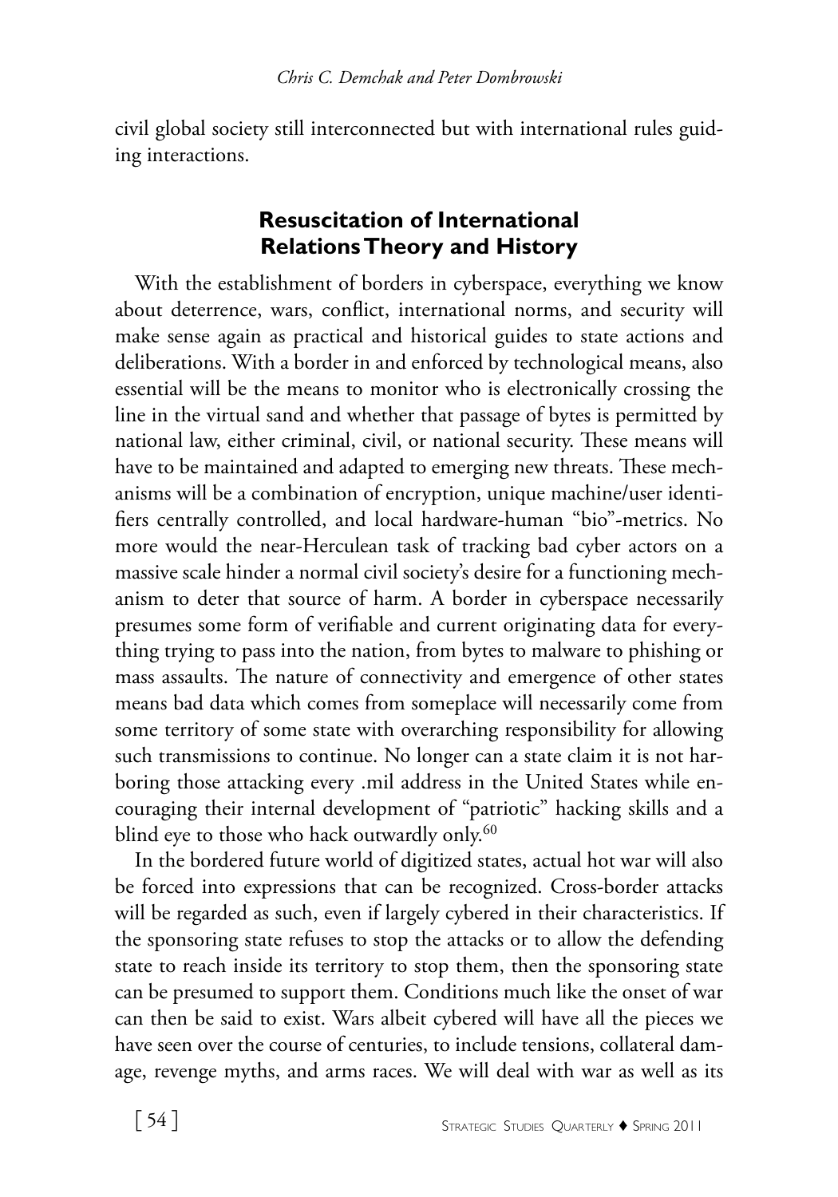civil global society still interconnected but with international rules guiding interactions.

## Resuscitation of International Relations Theory and History

With the establishment of borders in cyberspace, everything we know about deterrence, wars, conflict, international norms, and security will make sense again as practical and historical guides to state actions and deliberations. With a border in and enforced by technological means, also essential will be the means to monitor who is electronically crossing the line in the virtual sand and whether that passage of bytes is permitted by national law, either criminal, civil, or national security. These means will have to be maintained and adapted to emerging new threats. These mechanisms will be a combination of encryption, unique machine/user identifiers centrally controlled, and local hardware-human "bio"-metrics. No more would the near-Herculean task of tracking bad cyber actors on a massive scale hinder a normal civil society's desire for a functioning mechanism to deter that source of harm. A border in cyberspace necessarily presumes some form of verifiable and current originating data for everything trying to pass into the nation, from bytes to malware to phishing or mass assaults. The nature of connectivity and emergence of other states means bad data which comes from someplace will necessarily come from some territory of some state with overarching responsibility for allowing such transmissions to continue. No longer can a state claim it is not harboring those attacking every .mil address in the United States while encouraging their internal development of "patriotic" hacking skills and a blind eye to those who hack outwardly only.[60]

In the bordered future world of digitized states, actual hot war will also be forced into expressions that can be recognized. Cross-border attacks will be regarded as such, even if largely cybered in their characteristics. If the sponsoring state refuses to stop the attacks or to allow the defending state to reach inside its territory to stop them, then the sponsoring state can be presumed to support them. Conditions much like the onset of war can then be said to exist. Wars albeit cybered will have all the pieces we have seen over the course of centuries, to include tensions, collateral damage, revenge myths, and arms races. We will deal with war as well as its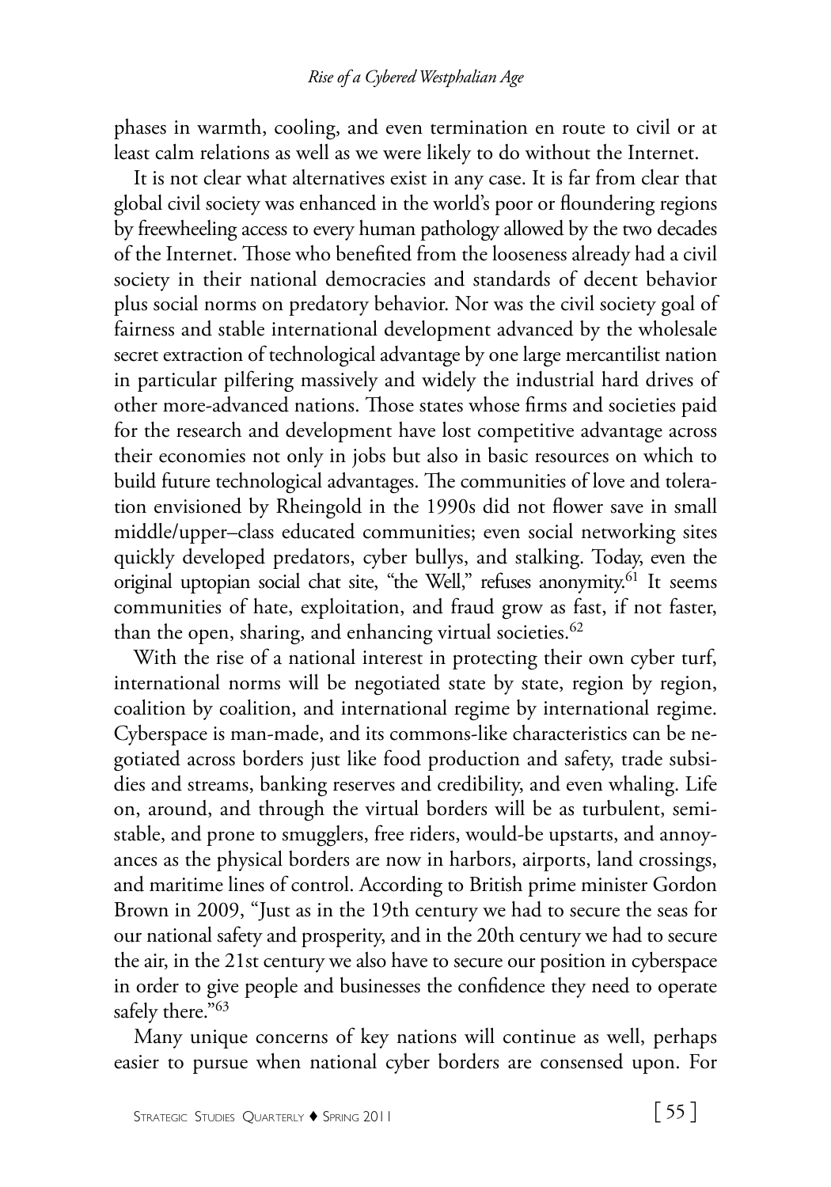phases in warmth, cooling, and even termination en route to civil or at least calm relations as well as we were likely to do without the Internet.

It is not clear what alternatives exist in any case. It is far from clear that global civil society was enhanced in the world's poor or floundering regions by freewheeling access to every human pathology allowed by the two decades of the Internet. Those who benefited from the looseness already had a civil society in their national democracies and standards of decent behavior plus social norms on predatory behavior. Nor was the civil society goal of fairness and stable international development advanced by the wholesale secret extraction of technological advantage by one large mercantilist nation in particular pilfering massively and widely the industrial hard drives of other more-advanced nations. Those states whose firms and societies paid for the research and development have lost competitive advantage across their economies not only in jobs but also in basic resources on which to build future technological advantages. The communities of love and toleration envisioned by Rheingold in the 1990s did not flower save in small middle/upper–class educated communities; even social networking sites quickly developed predators, cyber bullys, and stalking. Today, even the original uptopian social chat site, "the Well," refuses anonymity.[61] It seems communities of hate, exploitation, and fraud grow as fast, if not faster, than the open, sharing, and enhancing virtual societies.[62]

With the rise of a national interest in protecting their own cyber turf, international norms will be negotiated state by state, region by region, coalition by coalition, and international regime by international regime. Cyberspace is man-made, and its commons-like characteristics can be negotiated across borders just like food production and safety, trade subsidies and streams, banking reserves and credibility, and even whaling. Life on, around, and through the virtual borders will be as turbulent, semi-stable, and prone to smugglers, free riders, would-be upstarts, and annoyances as the physical borders are now in harbors, airports, land crossings, and maritime lines of control. According to British prime minister Gordon Brown in 2009, "Just as in the 19th century we had to secure the seas for our national safety and prosperity, and in the 20th century we had to secure the air, in the 21st century we also have to secure our position in cyberspace in order to give people and businesses the confidence they need to operate safely there."[63]

Many unique concerns of key nations will continue as well, perhaps easier to pursue when national cyber borders are consensed upon. For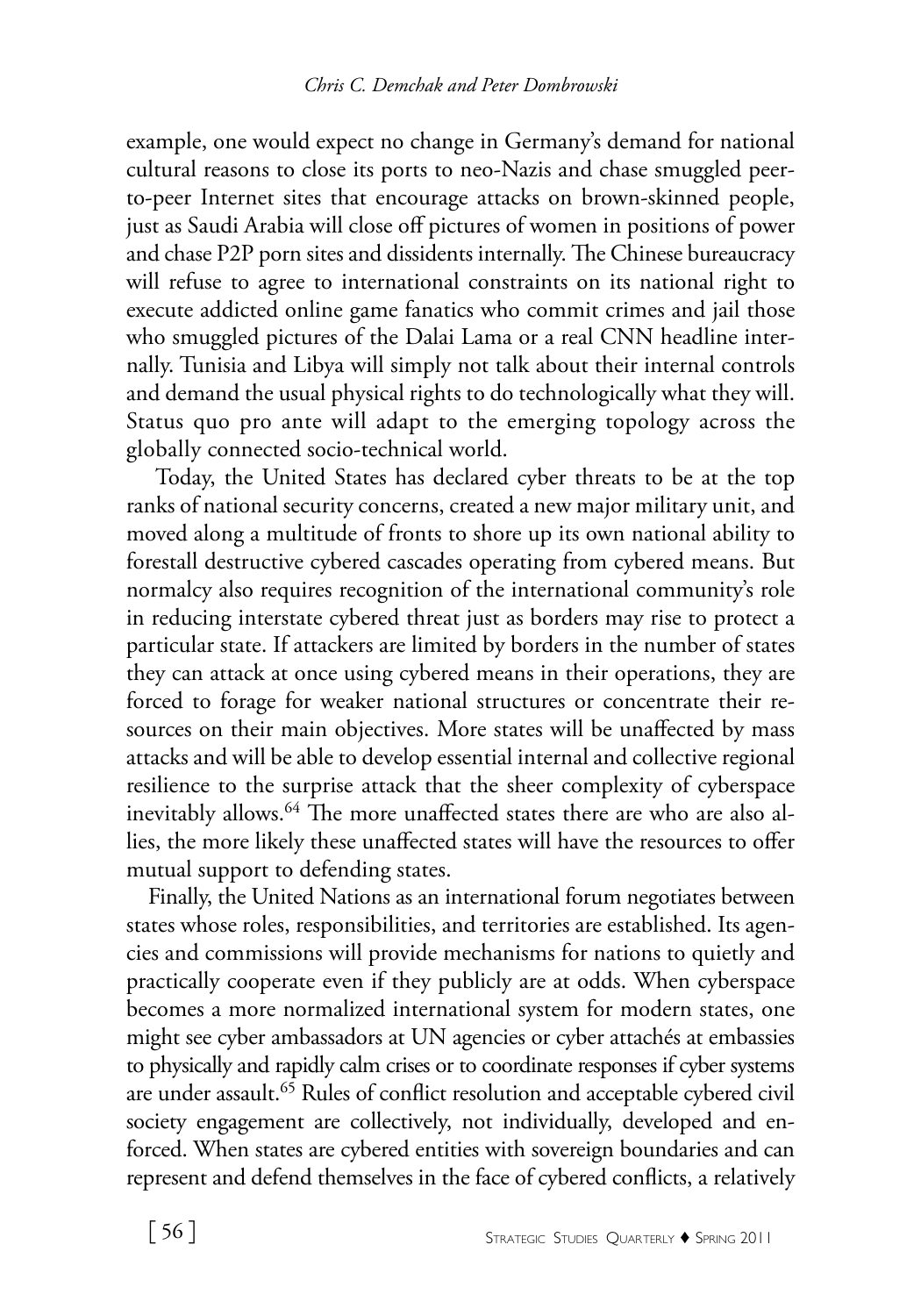example, one would expect no change in Germany's demand for national cultural reasons to close its ports to neo-Nazis and chase smuggled peer-to-peer Internet sites that encourage attacks on brown-skinned people, just as Saudi Arabia will close off pictures of women in positions of power and chase P2P porn sites and dissidents internally. The Chinese bureaucracy will refuse to agree to international constraints on its national right to execute addicted online game fanatics who commit crimes and jail those who smuggled pictures of the Dalai Lama or a real CNN headline internally. Tunisia and Libya will simply not talk about their internal controls and demand the usual physical rights to do technologically what they will. Status quo pro ante will adapt to the emerging topology across the globally connected socio-technical world.

Today, the United States has declared cyber threats to be at the top ranks of national security concerns, created a new major military unit, and moved along a multitude of fronts to shore up its own national ability to forestall destructive cybered cascades operating from cybered means. But normalcy also requires recognition of the international community's role in reducing interstate cybered threat just as borders may rise to protect a particular state. If attackers are limited by borders in the number of states they can attack at once using cybered means in their operations, they are forced to forage for weaker national structures or concentrate their resources on their main objectives. More states will be unaffected by mass attacks and will be able to develop essential internal and collective regional resilience to the surprise attack that the sheer complexity of cyberspace inevitably allows.[64] The more unaffected states there are who are also allies, the more likely these unaffected states will have the resources to offer mutual support to defending states.

Finally, the United Nations as an international forum negotiates between states whose roles, responsibilities, and territories are established. Its agencies and commissions will provide mechanisms for nations to quietly and practically cooperate even if they publicly are at odds. When cyberspace becomes a more normalized international system for modern states, one might see cyber ambassadors at UN agencies or cyber attachés at embassies to physically and rapidly calm crises or to coordinate responses if cyber systems are under assault.[65] Rules of conflict resolution and acceptable cybered civil society engagement are collectively, not individually, developed and enforced. When states are cybered entities with sovereign boundaries and can represent and defend themselves in the face of cybered conflicts, a relatively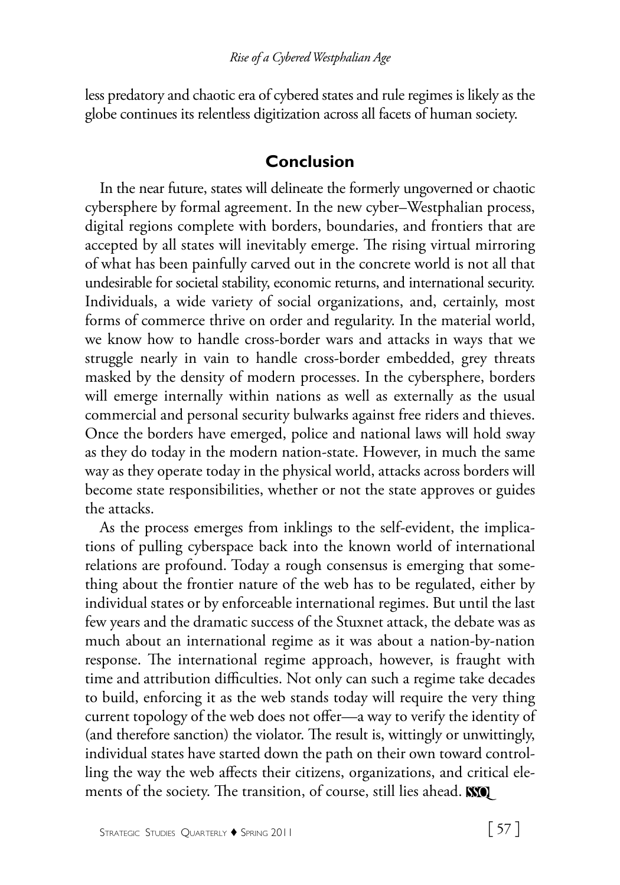less predatory and chaotic era of cybered states and rule regimes is likely as the globe continues its relentless digitization across all facets of human society.

## Conclusion

In the near future, states will delineate the formerly ungoverned or chaotic cybersphere by formal agreement. In the new cyber–Westphalian process, digital regions complete with borders, boundaries, and frontiers that are accepted by all states will inevitably emerge. The rising virtual mirroring of what has been painfully carved out in the concrete world is not all that undesirable for societal stability, economic returns, and international security. Individuals, a wide variety of social organizations, and, certainly, most forms of commerce thrive on order and regularity. In the material world, we know how to handle cross-border wars and attacks in ways that we struggle nearly in vain to handle cross-border embedded, grey threats masked by the density of modern processes. In the cybersphere, borders will emerge internally within nations as well as externally as the usual commercial and personal security bulwarks against free riders and thieves. Once the borders have emerged, police and national laws will hold sway as they do today in the modern nation-state. However, in much the same way as they operate today in the physical world, attacks across borders will become state responsibilities, whether or not the state approves or guides the attacks.

As the process emerges from inklings to the self-evident, the implications of pulling cyberspace back into the known world of international relations are profound. Today a rough consensus is emerging that something about the frontier nature of the web has to be regulated, either by individual states or by enforceable international regimes. But until the last few years and the dramatic success of the Stuxnet attack, the debate was as much about an international regime as it was about a nation-by-nation response. The international regime approach, however, is fraught with time and attribution difficulties. Not only can such a regime take decades to build, enforcing it as the web stands today will require the very thing current topology of the web does not offer—a way to verify the identity of (and therefore sanction) the violator. The result is, wittingly or unwittingly, individual states have started down the path on their own toward controlling the way the web affects their citizens, organizations, and critical elements of the society. The transition, of course, still lies ahead.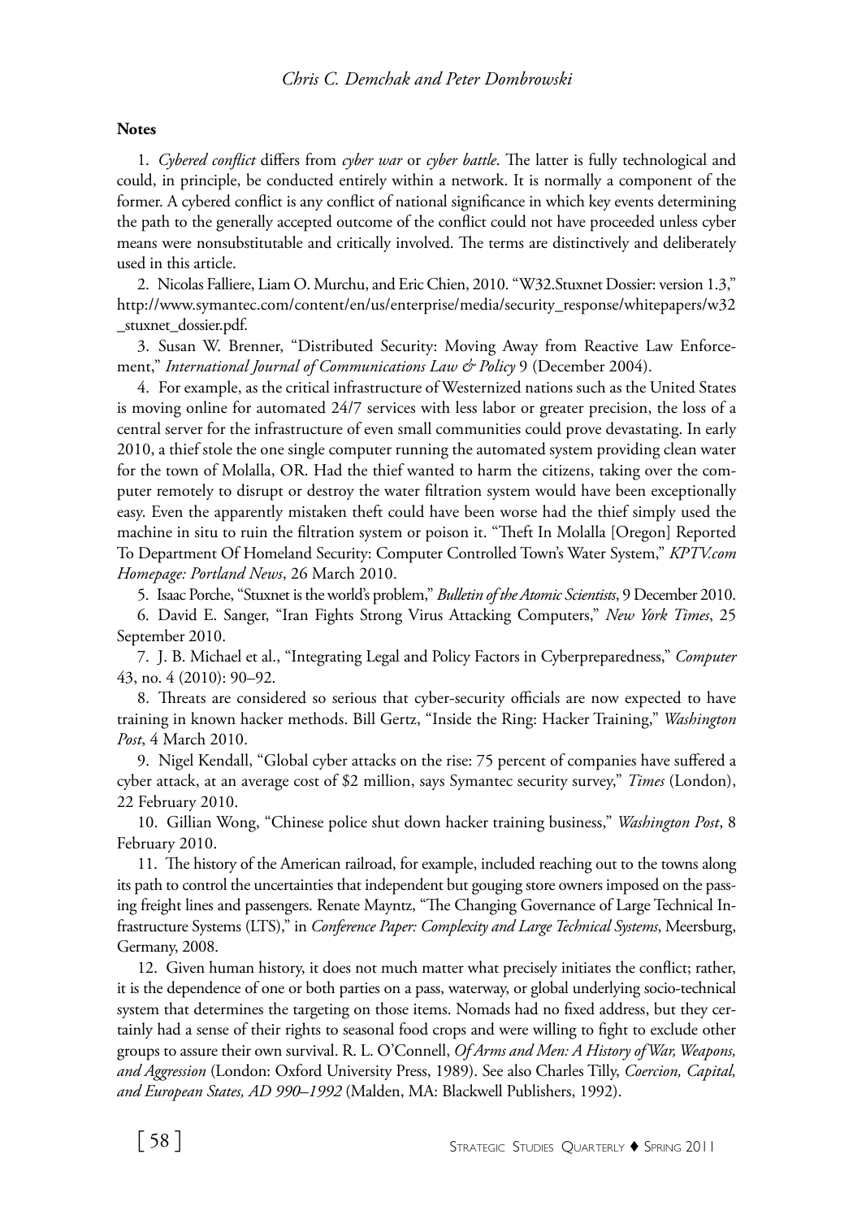**Notes**

1. *Cybered conflict* differs from *cyber war* or *cyber battle*. The latter is fully technological and could, in principle, be conducted entirely within a network. It is normally a component of the former. A cybered conflict is any conflict of national significance in which key events determining the path to the generally accepted outcome of the conflict could not have proceeded unless cyber means were nonsubstitutable and critically involved. The terms are distinctively and deliberately used in this article.

2. Nicolas Falliere, Liam O. Murchu, and Eric Chien, 2010. "W32.Stuxnet Dossier: version 1.3," http://www.symantec.com/content/en/us/enterprise/media/security_response/whitepapers/w32_stuxnet_dossier.pdf.

3. Susan W. Brenner, "Distributed Security: Moving Away from Reactive Law Enforcement," *International Journal of Communications Law & Policy* 9 (December 2004).

4. For example, as the critical infrastructure of Westernized nations such as the United States is moving online for automated 24/7 services with less labor or greater precision, the loss of a central server for the infrastructure of even small communities could prove devastating. In early 2010, a thief stole the one single computer running the automated system providing clean water for the town of Molalla, OR. Had the thief wanted to harm the citizens, taking over the computer remotely to disrupt or destroy the water filtration system would have been exceptionally easy. Even the apparently mistaken theft could have been worse had the thief simply used the machine in situ to ruin the filtration system or poison it. "Theft In Molalla [Oregon] Reported To Department Of Homeland Security: Computer Controlled Town's Water System," *KPTV.com Homepage: Portland News*, 26 March 2010.

5. Isaac Porche, "Stuxnet is the world's problem," *Bulletin of the Atomic Scientists*, 9 December 2010.

6. David E. Sanger, "Iran Fights Strong Virus Attacking Computers," *New York Times*, 25 September 2010.

7. J. B. Michael et al., "Integrating Legal and Policy Factors in Cyberpreparedness," *Computer* 43, no. 4 (2010): 90–92.

8. Threats are considered so serious that cyber-security officials are now expected to have training in known hacker methods. Bill Gertz, "Inside the Ring: Hacker Training," *Washington Post*, 4 March 2010.

9. Nigel Kendall, "Global cyber attacks on the rise: 75 percent of companies have suffered a cyber attack, at an average cost of $2 million, says Symantec security survey," *Times* (London), 22 February 2010.

10. Gillian Wong, "Chinese police shut down hacker training business," *Washington Post*, 8 February 2010.

11. The history of the American railroad, for example, included reaching out to the towns along its path to control the uncertainties that independent but gouging store owners imposed on the passing freight lines and passengers. Renate Mayntz, "The Changing Governance of Large Technical Infrastructure Systems (LTS)," in *Conference Paper: Complexity and Large Technical Systems*, Meersburg, Germany, 2008.

12. Given human history, it does not much matter what precisely initiates the conflict; rather, it is the dependence of one or both parties on a pass, waterway, or global underlying socio-technical system that determines the targeting on those items. Nomads had no fixed address, but they certainly had a sense of their rights to seasonal food crops and were willing to fight to exclude other groups to assure their own survival. R. L. O'Connell, *Of Arms and Men: A History of War, Weapons, and Aggression* (London: Oxford University Press, 1989). See also Charles Tilly, *Coercion, Capital, and European States, AD 990–1992* (Malden, MA: Blackwell Publishers, 1992).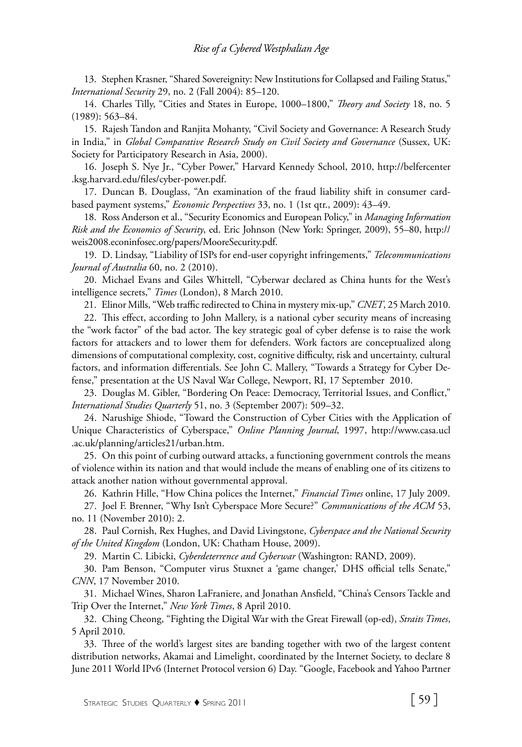13. Stephen Krasner, "Shared Sovereignty: New Institutions for Collapsed and Failing Status," *International Security* 29, no. 2 (Fall 2004): 85–120.

14. Charles Tilly, "Cities and States in Europe, 1000–1800," *Theory and Society* 18, no. 5 (1989): 563–84.

15. Rajesh Tandon and Ranjita Mohanty, "Civil Society and Governance: A Research Study in India," in *Global Comparative Research Study on Civil Society and Governance* (Sussex, UK: Society for Participatory Research in Asia, 2000).

16. Joseph S. Nye Jr., "Cyber Power," Harvard Kennedy School, 2010, http://belfercenter.ksg.harvard.edu/files/cyber-power.pdf.

17. Duncan B. Douglass, "An examination of the fraud liability shift in consumer card-based payment systems," *Economic Perspectives* 33, no. 1 (1st qtr., 2009): 43–49.

18. Ross Anderson et al., "Security Economics and European Policy," in *Managing Information Risk and the Economics of Security*, ed. Eric Johnson (New York: Springer, 2009), 55–80, http://weis2008.econinfosec.org/papers/MooreSecurity.pdf.

19. D. Lindsay, "Liability of ISPs for end-user copyright infringements," *Telecommunications Journal of Australia* 60, no. 2 (2010).

20. Michael Evans and Giles Whittell, "Cyberwar declared as China hunts for the West's intelligence secrets," *Times* (London), 8 March 2010.

21. Elinor Mills, "Web traffic redirected to China in mystery mix-up," *CNET*, 25 March 2010.

22. This effect, according to John Mallery, is a national cyber security means of increasing the "work factor" of the bad actor. The key strategic goal of cyber defense is to raise the work factors for attackers and to lower them for defenders. Work factors are conceptualized along dimensions of computational complexity, cost, cognitive difficulty, risk and uncertainty, cultural factors, and information differentials. See John C. Mallery, "Towards a Strategy for Cyber Defense," presentation at the US Naval War College, Newport, RI, 17 September 2010.

23. Douglas M. Gibler, "Bordering On Peace: Democracy, Territorial Issues, and Conflict," *International Studies Quarterly* 51, no. 3 (September 2007): 509–32.

24. Narushige Shiode, "Toward the Construction of Cyber Cities with the Application of Unique Characteristics of Cyberspace," *Online Planning Journal*, 1997, http://www.casa.ucl.ac.uk/planning/articles21/urban.htm.

25. On this point of curbing outward attacks, a functioning government controls the means of violence within its nation and that would include the means of enabling one of its citizens to attack another nation without governmental approval.

26. Kathrin Hille, "How China polices the Internet," *Financial Times* online, 17 July 2009.

27. Joel F. Brenner, "Why Isn't Cyberspace More Secure?" *Communications of the ACM* 53, no. 11 (November 2010): 2.

28. Paul Cornish, Rex Hughes, and David Livingstone, *Cyberspace and the National Security of the United Kingdom* (London, UK: Chatham House, 2009).

29. Martin C. Libicki, *Cyberdeterrence and Cyberwar* (Washington: RAND, 2009).

30. Pam Benson, "Computer virus Stuxnet a 'game changer,' DHS official tells Senate," *CNN*, 17 November 2010.

31. Michael Wines, Sharon LaFraniere, and Jonathan Ansfield, "China's Censors Tackle and Trip Over the Internet," *New York Times*, 8 April 2010.

32. Ching Cheong, "Fighting the Digital War with the Great Firewall (op-ed), *Straits Times*, 5 April 2010.

33. Three of the world's largest sites are banding together with two of the largest content distribution networks, Akamai and Limelight, coordinated by the Internet Society, to declare 8 June 2011 World IPv6 (Internet Protocol version 6) Day. "Google, Facebook and Yahoo Partner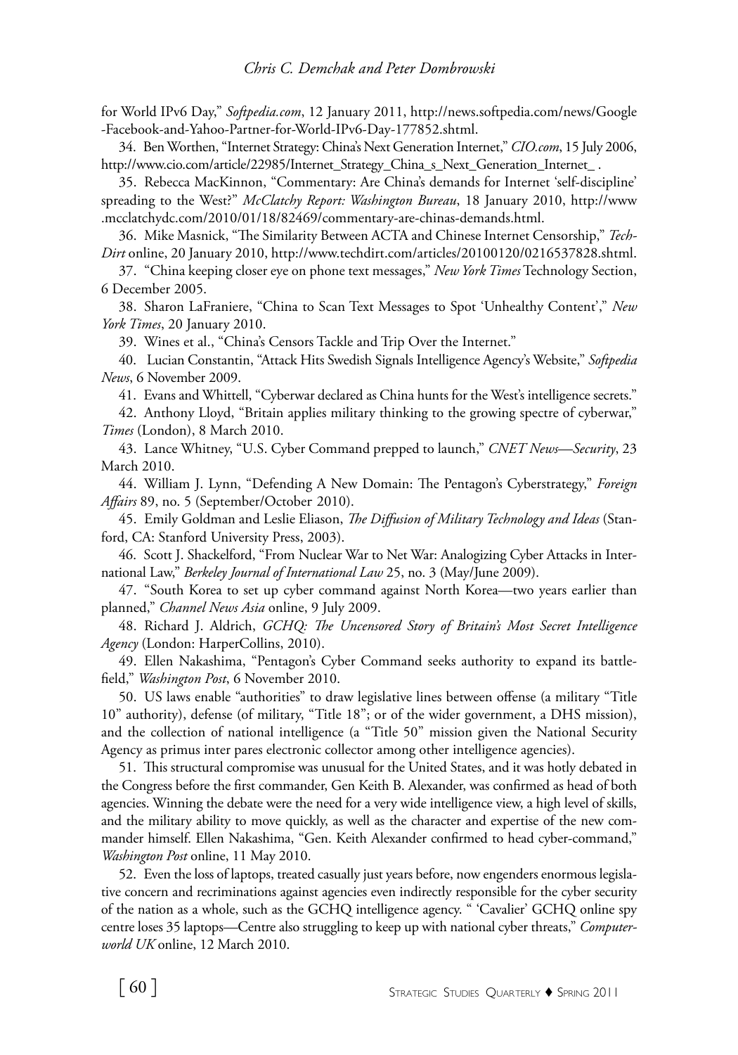for World IPv6 Day," *Softpedia.com*, 12 January 2011, http://news.softpedia.com/news/Google-Facebook-and-Yahoo-Partner-for-World-IPv6-Day-177852.shtml.

34. Ben Worthen, "Internet Strategy: China's Next Generation Internet," *CIO.com*, 15 July 2006, http://www.cio.com/article/22985/Internet_Strategy_China_s_Next_Generation_Internet_ .

35. Rebecca MacKinnon, "Commentary: Are China's demands for Internet 'self-discipline' spreading to the West?" *McClatchy Report: Washington Bureau*, 18 January 2010, http://www.mcclatchydc.com/2010/01/18/82469/commentary-are-chinas-demands.html.

36. Mike Masnick, "The Similarity Between ACTA and Chinese Internet Censorship," *Tech-Dirt* online, 20 January 2010, http://www.techdirt.com/articles/20100120/0216537828.shtml.

37. "China keeping closer eye on phone text messages," *New York Times* Technology Section, 6 December 2005.

38. Sharon LaFraniere, "China to Scan Text Messages to Spot 'Unhealthy Content'," *New York Times*, 20 January 2010.

39. Wines et al., "China's Censors Tackle and Trip Over the Internet."

40. Lucian Constantin, "Attack Hits Swedish Signals Intelligence Agency's Website," *Softpedia News*, 6 November 2009.

41. Evans and Whittell, "Cyberwar declared as China hunts for the West's intelligence secrets."

42. Anthony Lloyd, "Britain applies military thinking to the growing spectre of cyberwar," *Times* (London), 8 March 2010.

43. Lance Whitney, "U.S. Cyber Command prepped to launch," *CNET News—Security*, 23 March 2010.

44. William J. Lynn, "Defending A New Domain: The Pentagon's Cyberstrategy," *Foreign Affairs* 89, no. 5 (September/October 2010).

45. Emily Goldman and Leslie Eliason, *The Diffusion of Military Technology and Ideas* (Stanford, CA: Stanford University Press, 2003).

46. Scott J. Shackelford, "From Nuclear War to Net War: Analogizing Cyber Attacks in International Law," *Berkeley Journal of International Law* 25, no. 3 (May/June 2009).

47. "South Korea to set up cyber command against North Korea—two years earlier than planned," *Channel News Asia* online, 9 July 2009.

48. Richard J. Aldrich, *GCHQ: The Uncensored Story of Britain's Most Secret Intelligence Agency* (London: HarperCollins, 2010).

49. Ellen Nakashima, "Pentagon's Cyber Command seeks authority to expand its battlefield," *Washington Post*, 6 November 2010.

50. US laws enable "authorities" to draw legislative lines between offense (a military "Title 10" authority), defense (of military, "Title 18"; or of the wider government, a DHS mission), and the collection of national intelligence (a "Title 50" mission given the National Security Agency as primus inter pares electronic collector among other intelligence agencies).

51. This structural compromise was unusual for the United States, and it was hotly debated in the Congress before the first commander, Gen Keith B. Alexander, was confirmed as head of both agencies. Winning the debate were the need for a very wide intelligence view, a high level of skills, and the military ability to move quickly, as well as the character and expertise of the new commander himself. Ellen Nakashima, "Gen. Keith Alexander confirmed to head cyber-command," *Washington Post* online, 11 May 2010.

52. Even the loss of laptops, treated casually just years before, now engenders enormous legislative concern and recriminations against agencies even indirectly responsible for the cyber security of the nation as a whole, such as the GCHQ intelligence agency. " 'Cavalier' GCHQ online spy centre loses 35 laptops—Centre also struggling to keep up with national cyber threats," *Computerworld UK* online, 12 March 2010.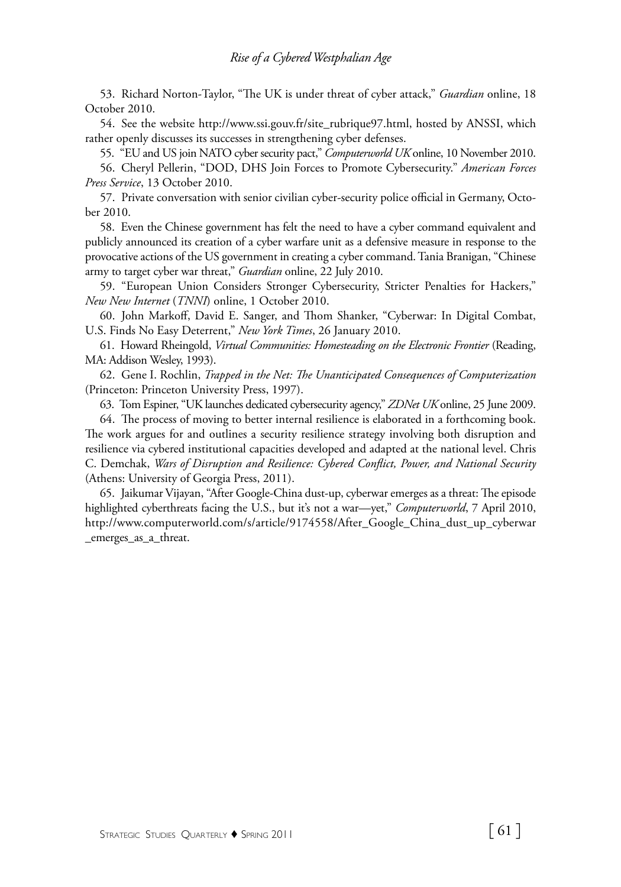53. Richard Norton-Taylor, "The UK is under threat of cyber attack," *Guardian* online, 18 October 2010.

54. See the website http://www.ssi.gouv.fr/site_rubrique97.html, hosted by ANSSI, which rather openly discusses its successes in strengthening cyber defenses.

55. "EU and US join NATO cyber security pact," *Computerworld UK* online, 10 November 2010.

56. Cheryl Pellerin, "DOD, DHS Join Forces to Promote Cybersecurity." *American Forces Press Service*, 13 October 2010.

57. Private conversation with senior civilian cyber-security police official in Germany, October 2010.

58. Even the Chinese government has felt the need to have a cyber command equivalent and publicly announced its creation of a cyber warfare unit as a defensive measure in response to the provocative actions of the US government in creating a cyber command. Tania Branigan, "Chinese army to target cyber war threat," *Guardian* online, 22 July 2010.

59. "European Union Considers Stronger Cybersecurity, Stricter Penalties for Hackers," *New New Internet* (*TNNI*) online, 1 October 2010.

60. John Markoff, David E. Sanger, and Thom Shanker, "Cyberwar: In Digital Combat, U.S. Finds No Easy Deterrent," *New York Times*, 26 January 2010.

61. Howard Rheingold, *Virtual Communities: Homesteading on the Electronic Frontier* (Reading, MA: Addison Wesley, 1993).

62. Gene I. Rochlin, *Trapped in the Net: The Unanticipated Consequences of Computerization* (Princeton: Princeton University Press, 1997).

63. Tom Espiner, "UK launches dedicated cybersecurity agency," *ZDNet UK* online, 25 June 2009.

64. The process of moving to better internal resilience is elaborated in a forthcoming book. The work argues for and outlines a security resilience strategy involving both disruption and resilience via cybered institutional capacities developed and adapted at the national level. Chris C. Demchak, *Wars of Disruption and Resilience: Cybered Conflict, Power, and National Security* (Athens: University of Georgia Press, 2011).

65. Jaikumar Vijayan, "After Google-China dust-up, cyberwar emerges as a threat: The episode highlighted cyberthreats facing the U.S., but it's not a war—yet," *Computerworld*, 7 April 2010, http://www.computerworld.com/s/article/9174558/After_Google_China_dust_up_cyberwar_emerges_as_a_threat.